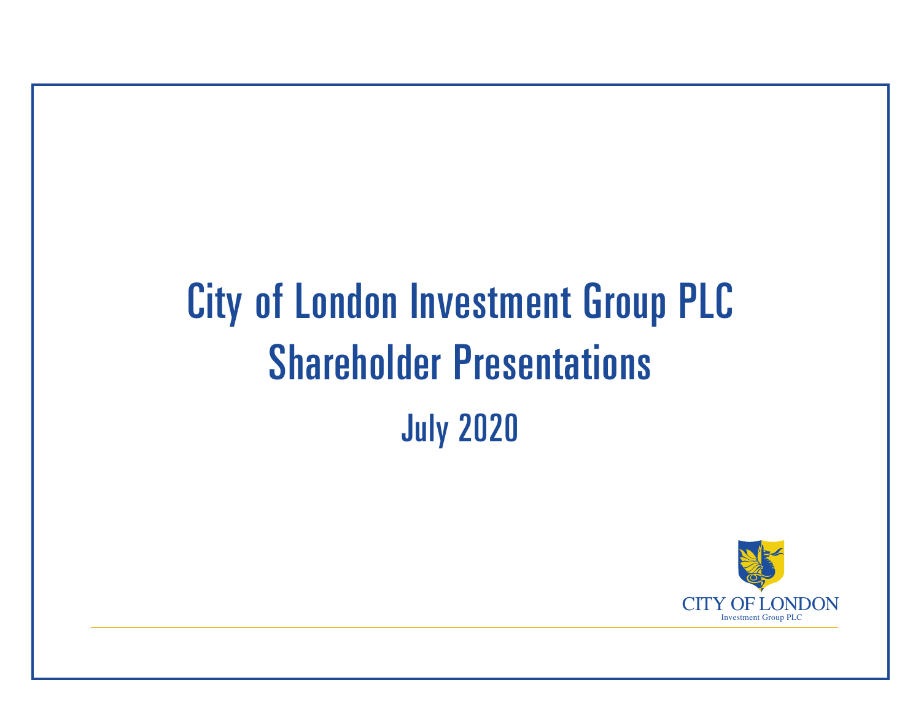# City of London Investment Group PLC

# Shareholder Presentations

## July 2020

CITY OF LONDON
Investment Group PLC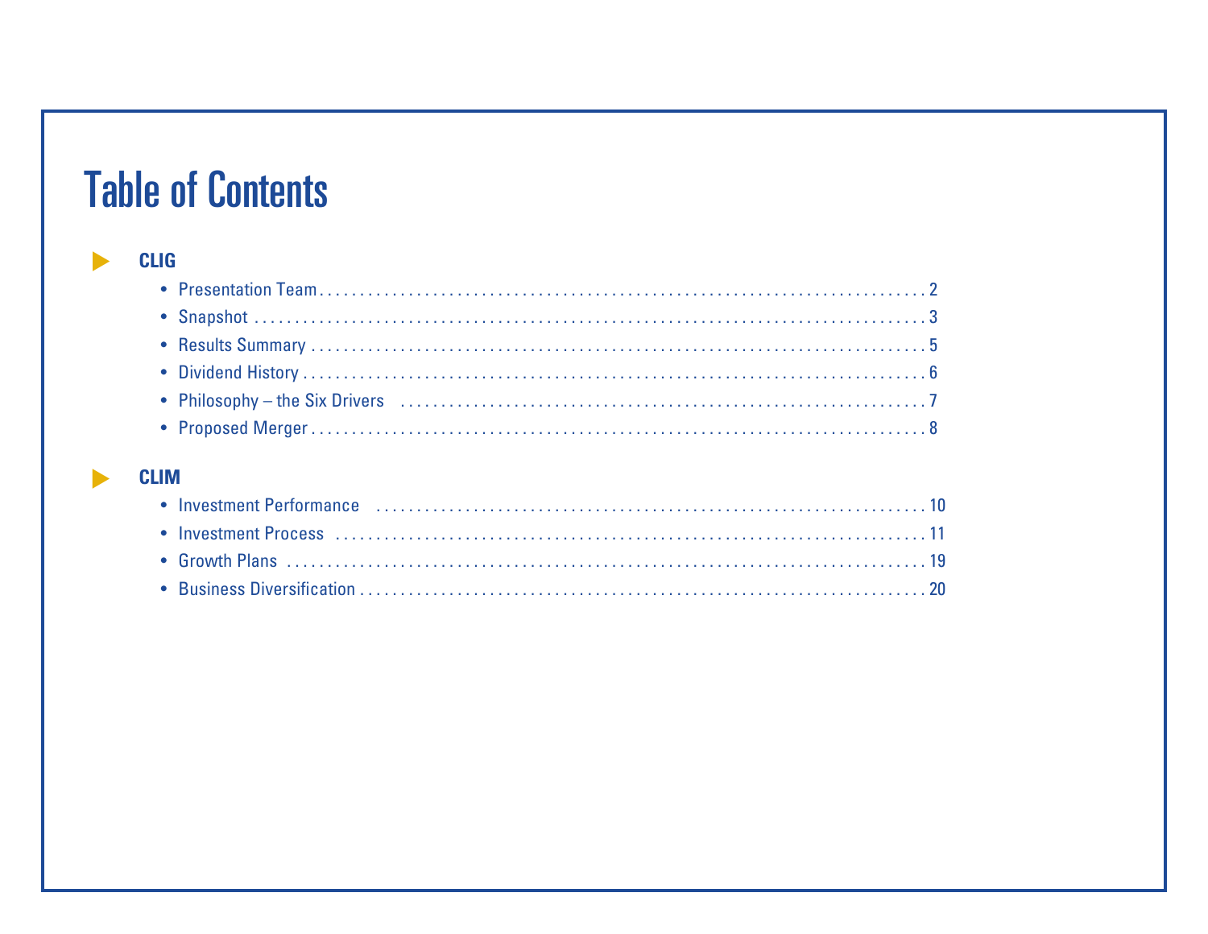# Table of Contents

## CLIG

- Presentation Team . . . . . . . . . . 2
- Snapshot . . . . . . . . . . 3
- Results Summary . . . . . . . . . . 5
- Dividend History . . . . . . . . . . 6
- Philosophy – the Six Drivers . . . . . . . . . . 7
- Proposed Merger . . . . . . . . . . 8

## CLIM

- Investment Performance . . . . . . . . . . 10
- Investment Process . . . . . . . . . . 11
- Growth Plans . . . . . . . . . . 19
- Business Diversification . . . . . . . . . . 20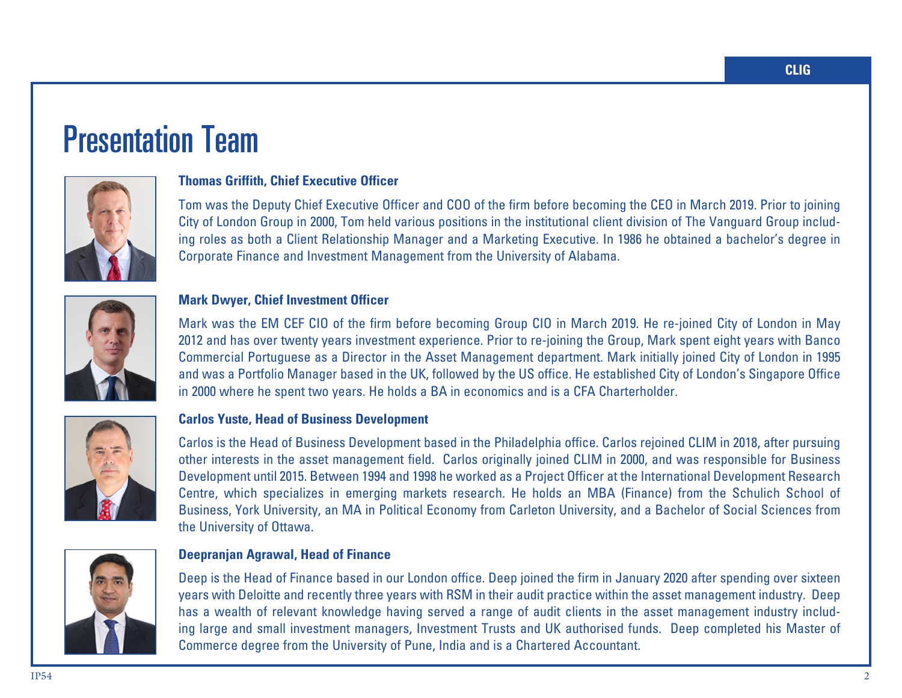# Presentation Team

**Thomas Griffith, Chief Executive Officer**

Tom was the Deputy Chief Executive Officer and COO of the firm before becoming the CEO in March 2019. Prior to joining City of London Group in 2000, Tom held various positions in the institutional client division of The Vanguard Group including roles as both a Client Relationship Manager and a Marketing Executive. In 1986 he obtained a bachelor's degree in Corporate Finance and Investment Management from the University of Alabama.

**Mark Dwyer, Chief Investment Officer**

Mark was the EM CEF CIO of the firm before becoming Group CIO in March 2019. He re-joined City of London in May 2012 and has over twenty years investment experience. Prior to re-joining the Group, Mark spent eight years with Banco Commercial Portuguese as a Director in the Asset Management department. Mark initially joined City of London in 1995 and was a Portfolio Manager based in the UK, followed by the US office. He established City of London's Singapore Office in 2000 where he spent two years. He holds a BA in economics and is a CFA Charterholder.

**Carlos Yuste, Head of Business Development**

Carlos is the Head of Business Development based in the Philadelphia office. Carlos rejoined CLIM in 2018, after pursuing other interests in the asset management field. Carlos originally joined CLIM in 2000, and was responsible for Business Development until 2015. Between 1994 and 1998 he worked as a Project Officer at the International Development Research Centre, which specializes in emerging markets research. He holds an MBA (Finance) from the Schulich School of Business, York University, an MA in Political Economy from Carleton University, and a Bachelor of Social Sciences from the University of Ottawa.

**Deepranjan Agrawal, Head of Finance**

Deep is the Head of Finance based in our London office. Deep joined the firm in January 2020 after spending over sixteen years with Deloitte and recently three years with RSM in their audit practice within the asset management industry. Deep has a wealth of relevant knowledge having served a range of audit clients in the asset management industry including large and small investment managers, Investment Trusts and UK authorised funds. Deep completed his Master of Commerce degree from the University of Pune, India and is a Chartered Accountant.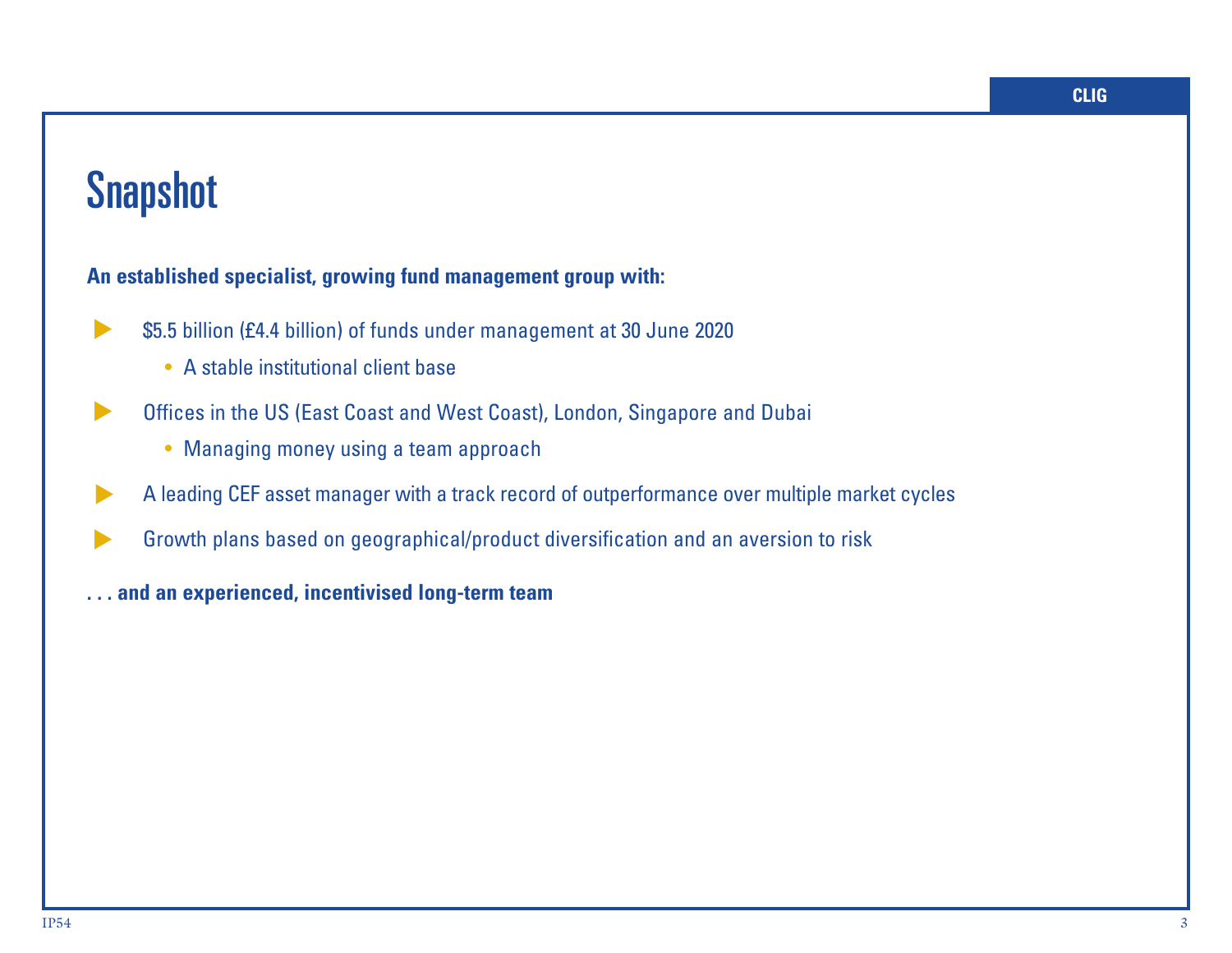# Snapshot

**An established specialist, growing fund management group with:**

- $5.5 billion (£4.4 billion) of funds under management at 30 June 2020
  - A stable institutional client base
- Offices in the US (East Coast and West Coast), London, Singapore and Dubai
  - Managing money using a team approach
- A leading CEF asset manager with a track record of outperformance over multiple market cycles
- Growth plans based on geographical/product diversification and an aversion to risk

**. . . and an experienced, incentivised long-term team**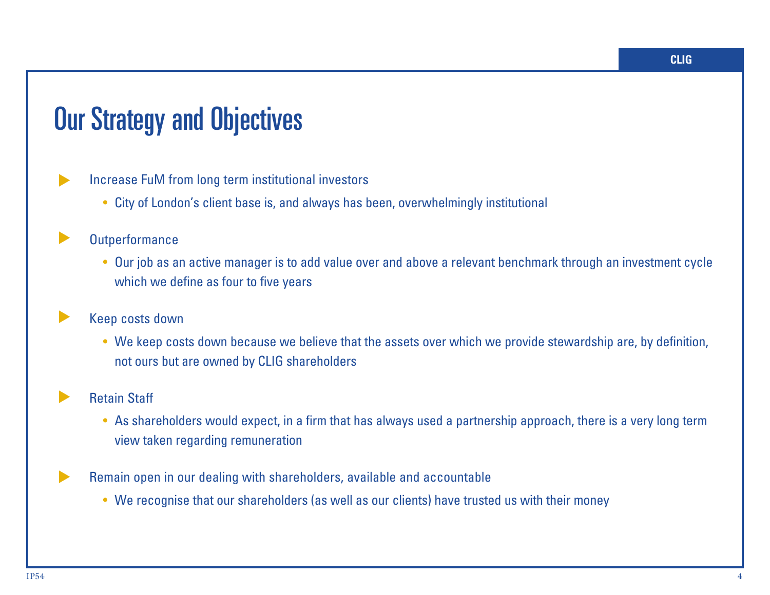# Our Strategy and Objectives

- Increase FuM from long term institutional investors
  - City of London's client base is, and always has been, overwhelmingly institutional
- Outperformance
  - Our job as an active manager is to add value over and above a relevant benchmark through an investment cycle which we define as four to five years
- Keep costs down
  - We keep costs down because we believe that the assets over which we provide stewardship are, by definition, not ours but are owned by CLIG shareholders
- Retain Staff
  - As shareholders would expect, in a firm that has always used a partnership approach, there is a very long term view taken regarding remuneration
- Remain open in our dealing with shareholders, available and accountable
  - We recognise that our shareholders (as well as our clients) have trusted us with their money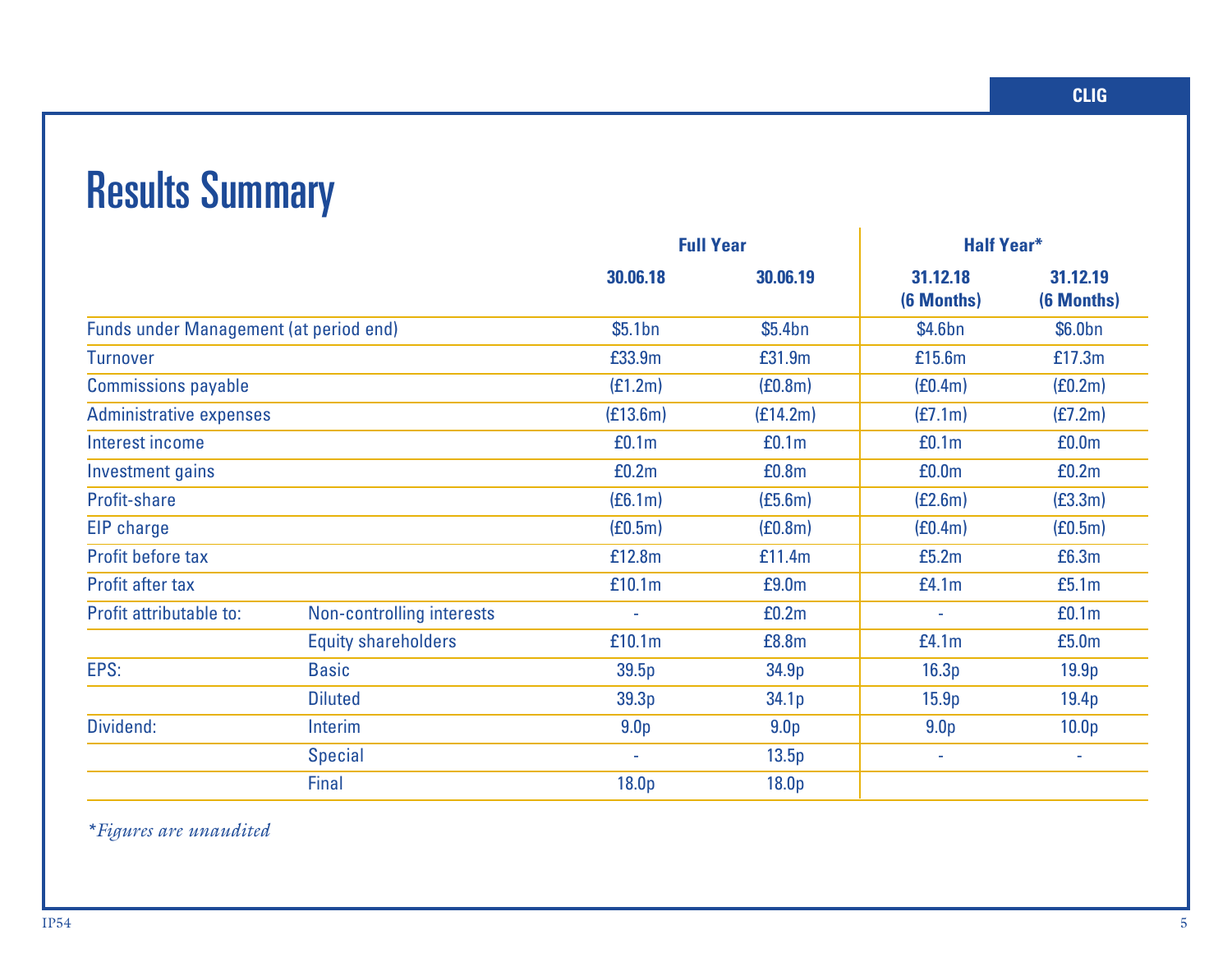# Results Summary

| | | Full Year | | Half Year* | |
|---|---|---|---|---|---|
| | | 30.06.18 | 30.06.19 | 31.12.18 (6 Months) | 31.12.19 (6 Months) |
| Funds under Management (at period end) | | $5.1bn | $5.4bn | $4.6bn | $6.0bn |
| Turnover | | £33.9m | £31.9m | £15.6m | £17.3m |
| Commissions payable | | (£1.2m) | (£0.8m) | (£0.4m) | (£0.2m) |
| Administrative expenses | | (£13.6m) | (£14.2m) | (£7.1m) | (£7.2m) |
| Interest income | | £0.1m | £0.1m | £0.1m | £0.0m |
| Investment gains | | £0.2m | £0.8m | £0.0m | £0.2m |
| Profit-share | | (£6.1m) | (£5.6m) | (£2.6m) | (£3.3m) |
| EIP charge | | (£0.5m) | (£0.8m) | (£0.4m) | (£0.5m) |
| Profit before tax | | £12.8m | £11.4m | £5.2m | £6.3m |
| Profit after tax | | £10.1m | £9.0m | £4.1m | £5.1m |
| Profit attributable to: | Non-controlling interests | - | £0.2m | - | £0.1m |
| | Equity shareholders | £10.1m | £8.8m | £4.1m | £5.0m |
| EPS: | Basic | 39.5p | 34.9p | 16.3p | 19.9p |
| | Diluted | 39.3p | 34.1p | 15.9p | 19.4p |
| Dividend: | Interim | 9.0p | 9.0p | 9.0p | 10.0p |
| | Special | - | 13.5p | - | - |
| | Final | 18.0p | 18.0p | | |

*\*Figures are unaudited*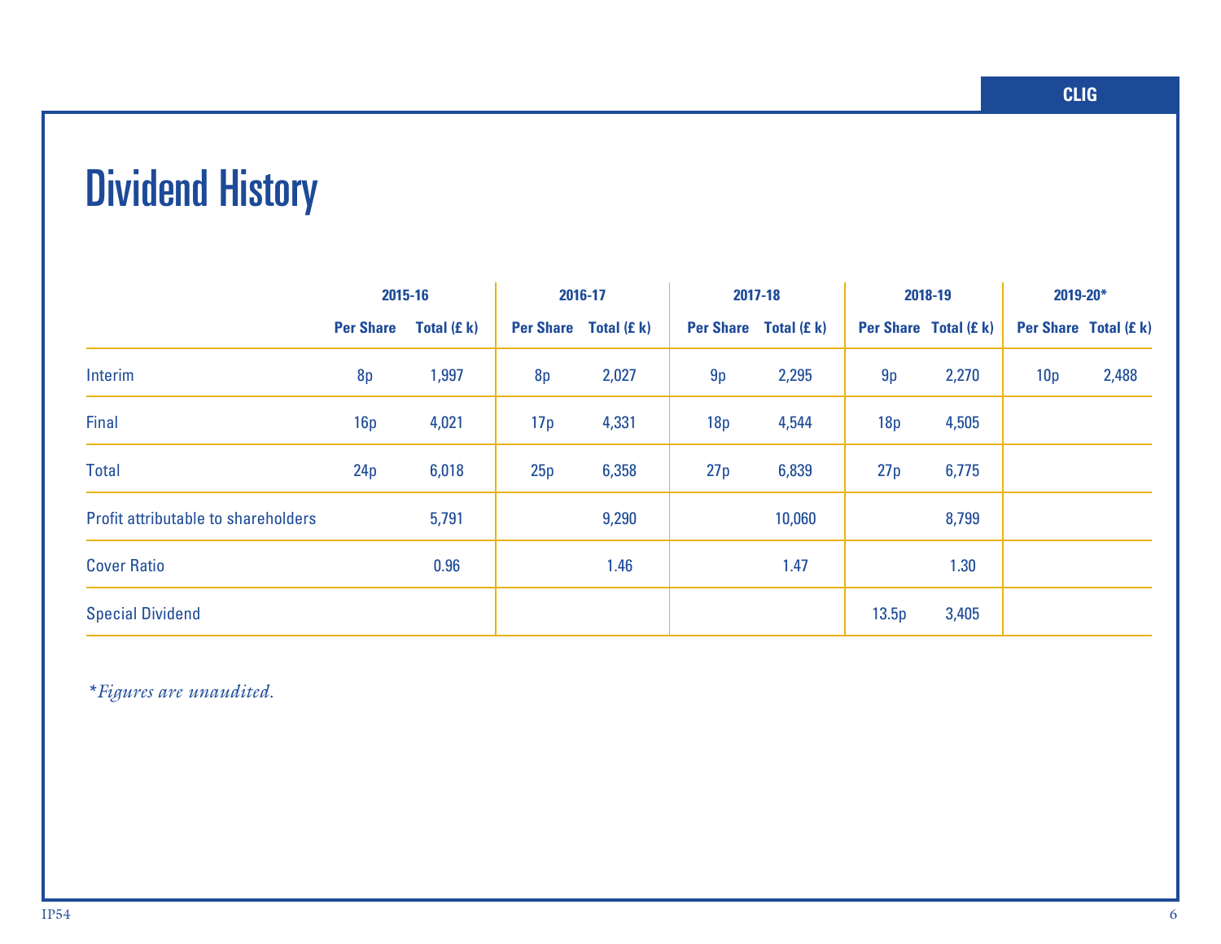# Dividend History

| | 2015-16 | | 2016-17 | | 2017-18 | | 2018-19 | | 2019-20* | |
|---|---|---|---|---|---|---|---|---|---|---|
| | Per Share | Total (£ k) | Per Share | Total (£ k) | Per Share | Total (£ k) | Per Share | Total (£ k) | Per Share | Total (£ k) |
| Interim | 8p | 1,997 | 8p | 2,027 | 9p | 2,295 | 9p | 2,270 | 10p | 2,488 |
| Final | 16p | 4,021 | 17p | 4,331 | 18p | 4,544 | 18p | 4,505 | | |
| Total | 24p | 6,018 | 25p | 6,358 | 27p | 6,839 | 27p | 6,775 | | |
| Profit attributable to shareholders | | 5,791 | | 9,290 | | 10,060 | | 8,799 | | |
| Cover Ratio | | 0.96 | | 1.46 | | 1.47 | | 1.30 | | |
| Special Dividend | | | | | | | 13.5p | 3,405 | | |

*\*Figures are unaudited.*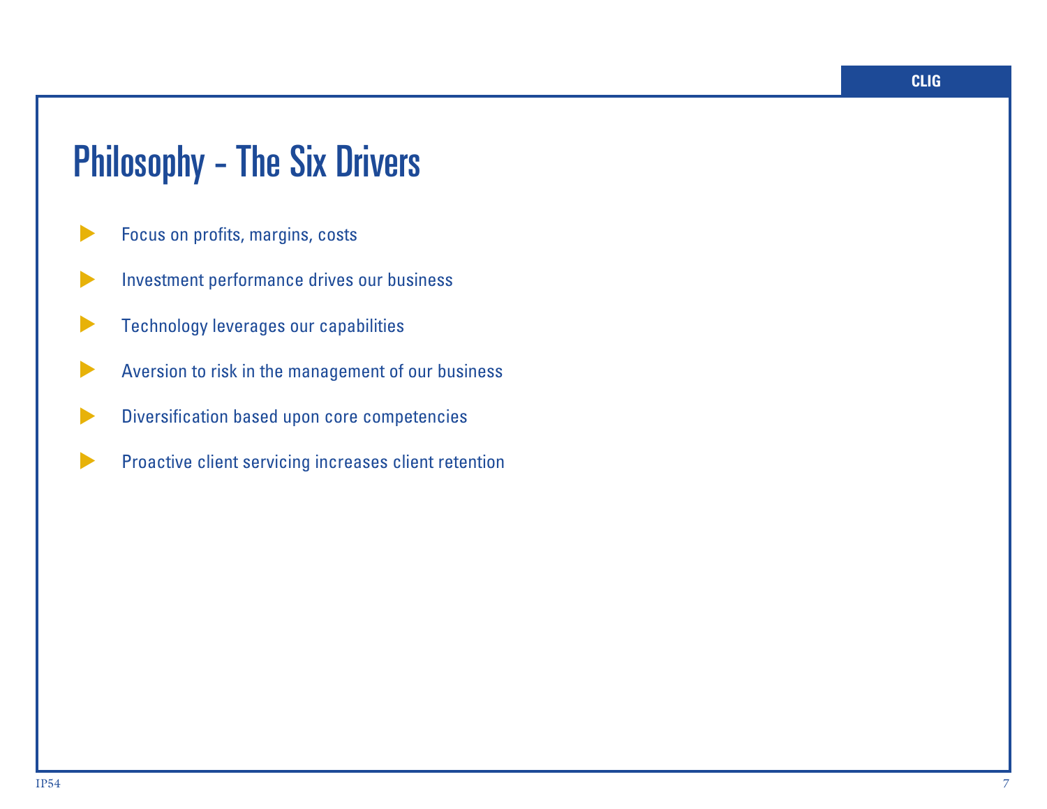# Philosophy - The Six Drivers

- Focus on profits, margins, costs
- Investment performance drives our business
- Technology leverages our capabilities
- Aversion to risk in the management of our business
- Diversification based upon core competencies
- Proactive client servicing increases client retention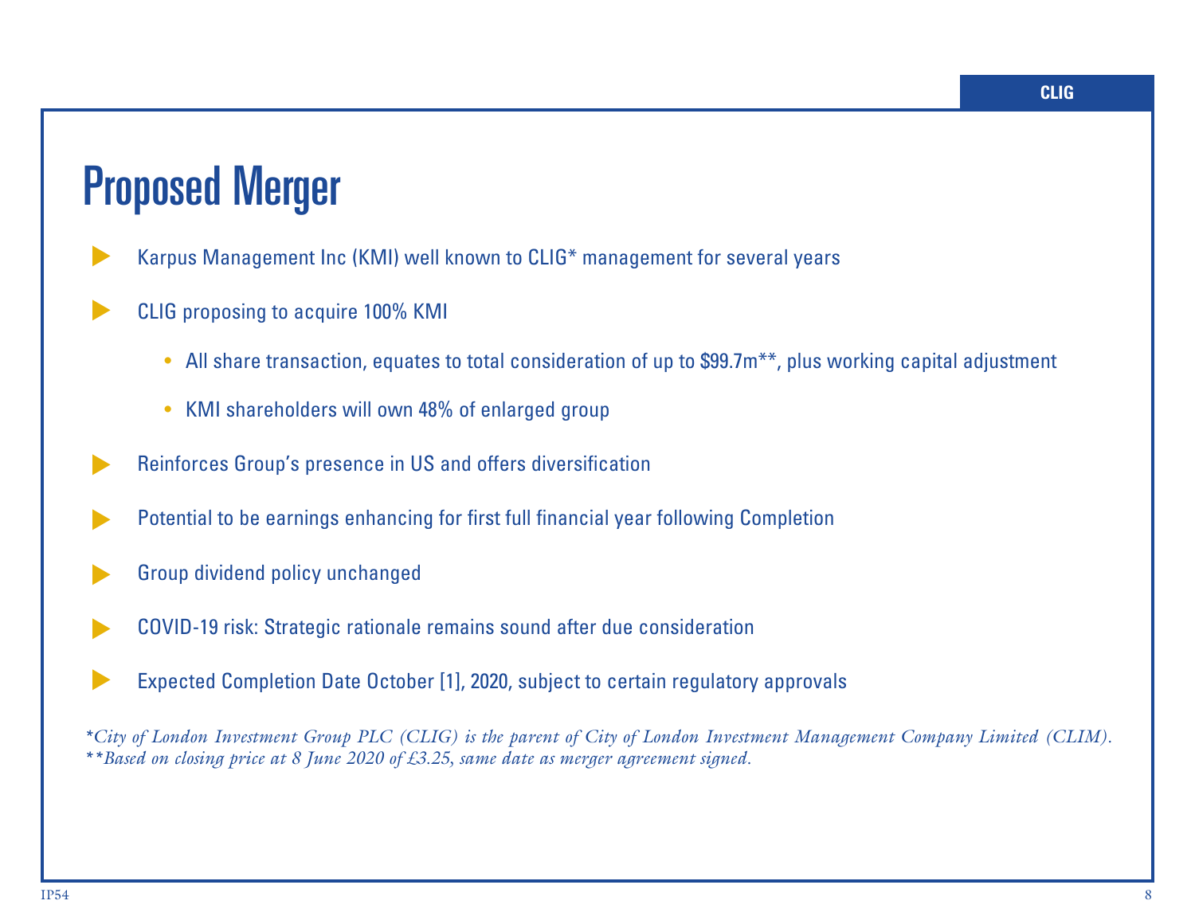# Proposed Merger

- Karpus Management Inc (KMI) well known to CLIG* management for several years
- CLIG proposing to acquire 100% KMI
  - All share transaction, equates to total consideration of up to $99.7m**, plus working capital adjustment
  - KMI shareholders will own 48% of enlarged group
- Reinforces Group's presence in US and offers diversification
- Potential to be earnings enhancing for first full financial year following Completion
- Group dividend policy unchanged
- COVID-19 risk: Strategic rationale remains sound after due consideration
- Expected Completion Date October [1], 2020, subject to certain regulatory approvals

*\*City of London Investment Group PLC (CLIG) is the parent of City of London Investment Management Company Limited (CLIM).*
*\*\*Based on closing price at 8 June 2020 of £3.25, same date as merger agreement signed.*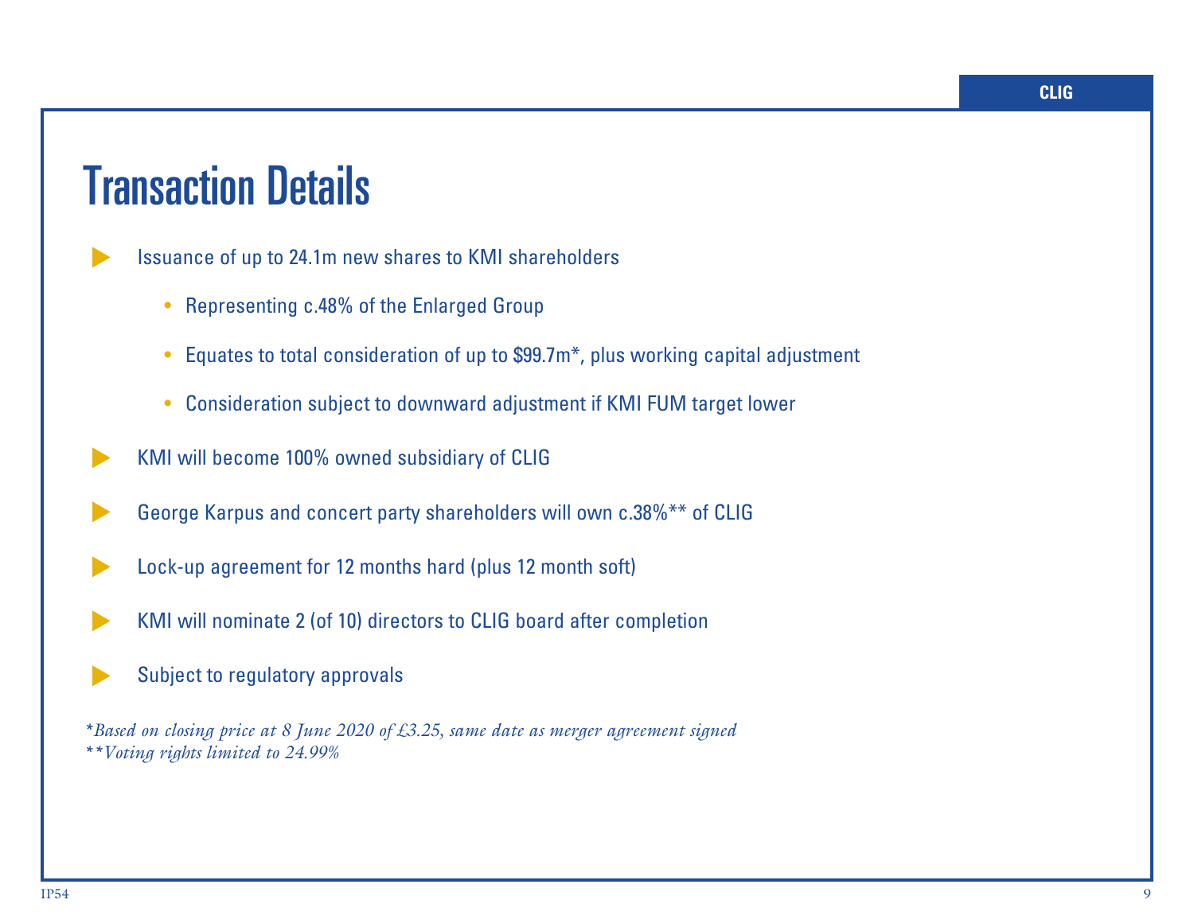# Transaction Details

- Issuance of up to 24.1m new shares to KMI shareholders
  - Representing c.48% of the Enlarged Group
  - Equates to total consideration of up to $99.7m*, plus working capital adjustment
  - Consideration subject to downward adjustment if KMI FUM target lower
- KMI will become 100% owned subsidiary of CLIG
- George Karpus and concert party shareholders will own c.38%** of CLIG
- Lock-up agreement for 12 months hard (plus 12 month soft)
- KMI will nominate 2 (of 10) directors to CLIG board after completion
- Subject to regulatory approvals

*\*Based on closing price at 8 June 2020 of £3.25, same date as merger agreement signed*
*\*\*Voting rights limited to 24.99%*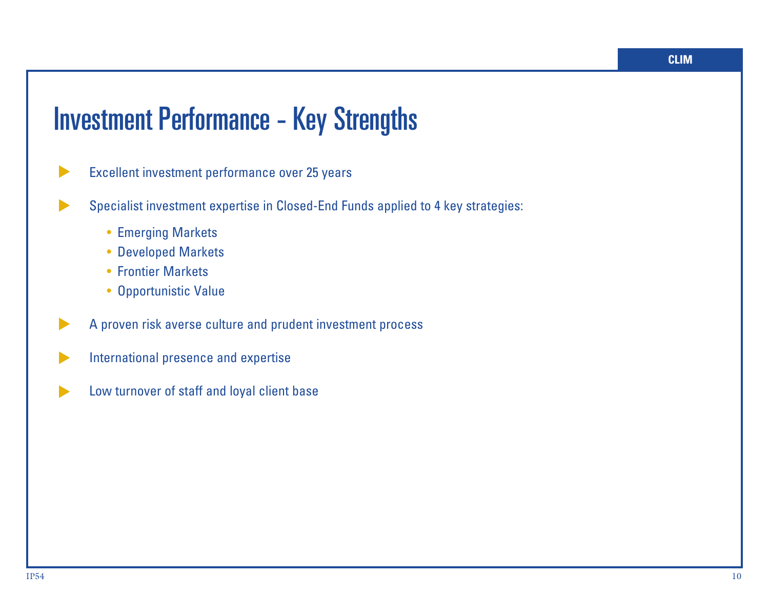# Investment Performance - Key Strengths

- Excellent investment performance over 25 years
- Specialist investment expertise in Closed-End Funds applied to 4 key strategies:
  - Emerging Markets
  - Developed Markets
  - Frontier Markets
  - Opportunistic Value
- A proven risk averse culture and prudent investment process
- International presence and expertise
- Low turnover of staff and loyal client base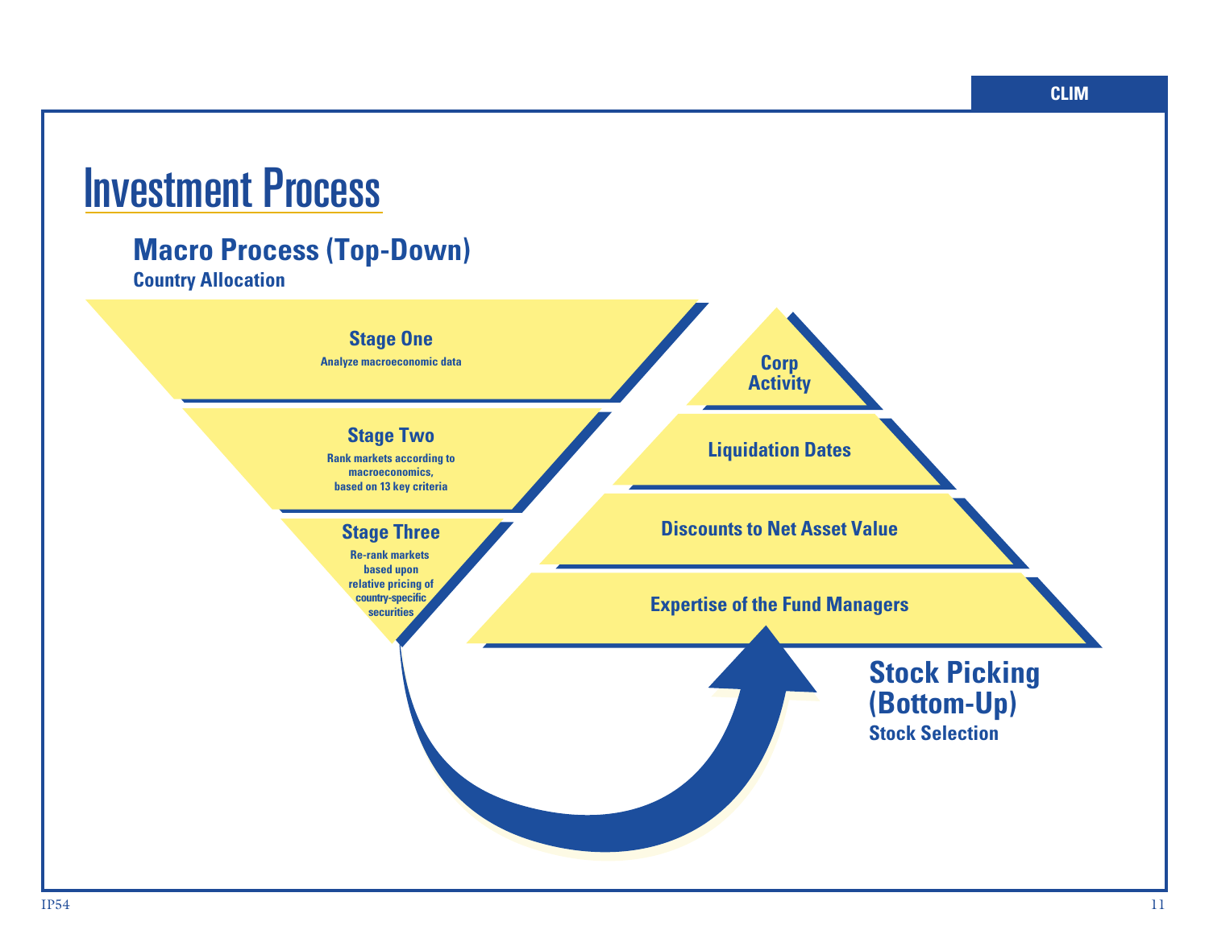# Investment Process

## Macro Process (Top-Down)

**Country Allocation**

**Stage One**
Analyze macroeconomic data

**Stage Two**
Rank markets according to macroeconomics, based on 13 key criteria

**Stage Three**
Re-rank markets based upon relative pricing of country-specific securities

## Stock Picking (Bottom-Up)

**Stock Selection**

- Corp Activity
- Liquidation Dates
- Discounts to Net Asset Value
- Expertise of the Fund Managers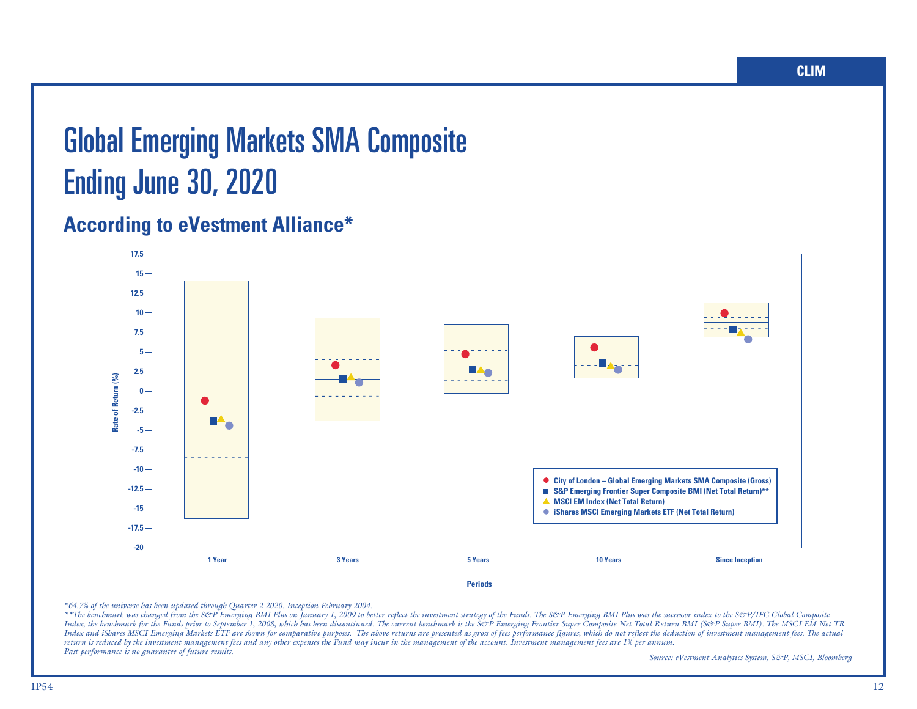# Global Emerging Markets SMA Composite
# Ending June 30, 2020

## According to eVestment Alliance*

Rate of Return (%)

17.5
15
12.5
10
7.5
5
2.5
0
-2.5
-5
-7.5
-10
-12.5
-15
-17.5
-20

1 Year | 3 Years | 5 Years | 10 Years | Since Inception

Periods

- City of London – Global Emerging Markets SMA Composite (Gross)
- S&P Emerging Frontier Super Composite BMI (Net Total Return)**
- MSCI EM Index (Net Total Return)
- iShares MSCI Emerging Markets ETF (Net Total Return)

*\*64.7% of the universe has been updated through Quarter 2 2020. Inception February 2004.*

*\*\*The benchmark was changed from the S&P Emerging BMI Plus on January 1, 2009 to better reflect the investment strategy of the Funds. The S&P Emerging BMI Plus was the successor index to the S&P/IFC Global Composite Index, the benchmark for the Funds prior to September 1, 2008, which has been discontinued. The current benchmark is the S&P Emerging Frontier Super Composite Net Total Return BMI (S&P Super BMI). The MSCI EM Net TR Index and iShares MSCI Emerging Markets ETF are shown for comparative purposes. The above returns are presented as gross of fees performance figures, which do not reflect the deduction of investment management fees. The actual return is reduced by the investment management fees and any other expenses the Fund may incur in the management of the account. Investment management fees are 1% per annum.*

*Past performance is no guarantee of future results.*

*Source: eVestment Analytics System, S&P, MSCI, Bloomberg*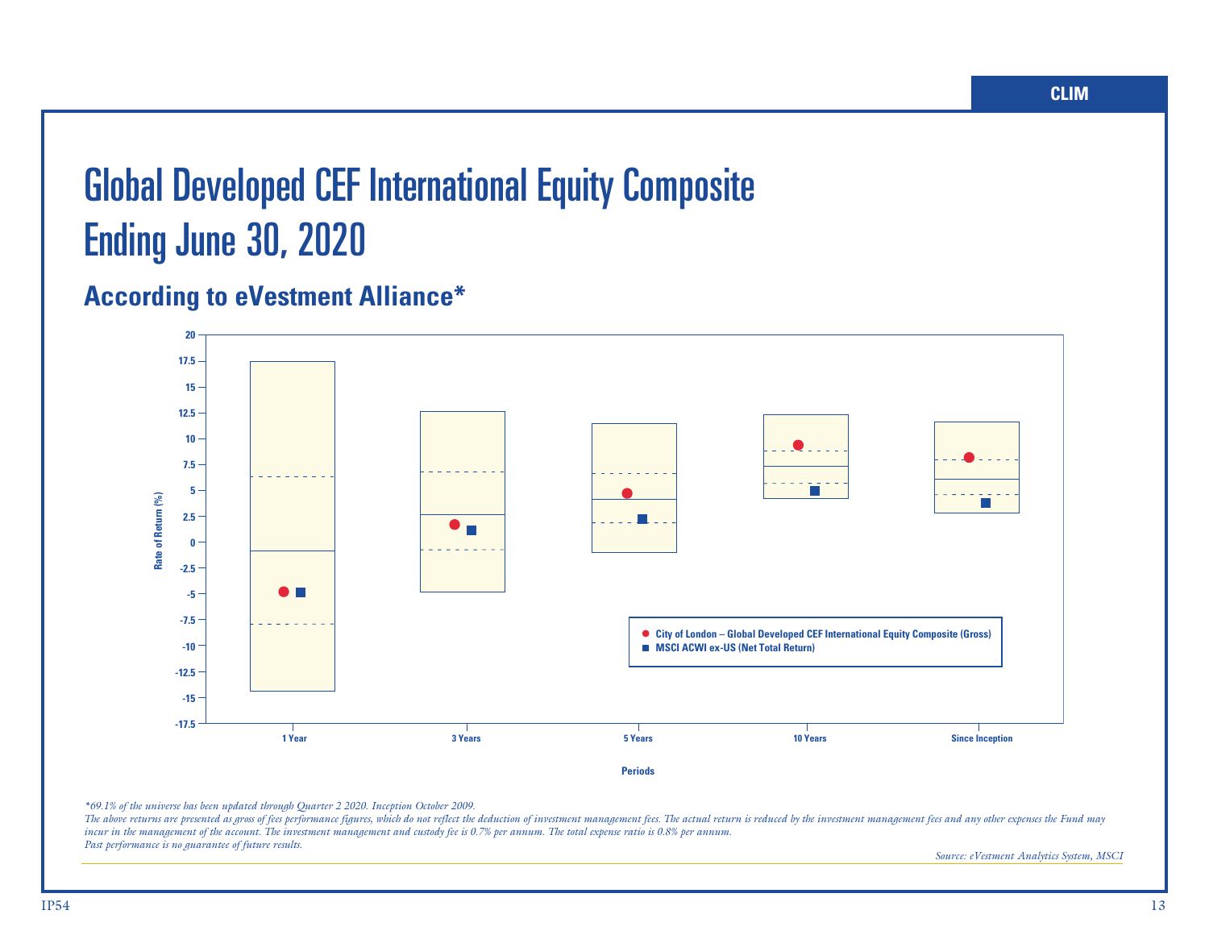# Global Developed CEF International Equity Composite
# Ending June 30, 2020

## According to eVestment Alliance*

Rate of Return (%)

20
17.5
15
12.5
10
7.5
5
2.5
0
-2.5
-5
-7.5
-10
-12.5
-15
-17.5

1 Year | 3 Years | 5 Years | 10 Years | Since Inception

Periods

● City of London – Global Developed CEF International Equity Composite (Gross)
■ MSCI ACWI ex-US (Net Total Return)

*\*69.1% of the universe has been updated through Quarter 2 2020. Inception October 2009.*
*The above returns are presented as gross of fees performance figures, which do not reflect the deduction of investment management fees. The actual return is reduced by the investment management fees and any other expenses the Fund may incur in the management of the account. The investment management and custody fee is 0.7% per annum. The total expense ratio is 0.8% per annum.*
*Past performance is no guarantee of future results.*

*Source: eVestment Analytics System, MSCI*

IP54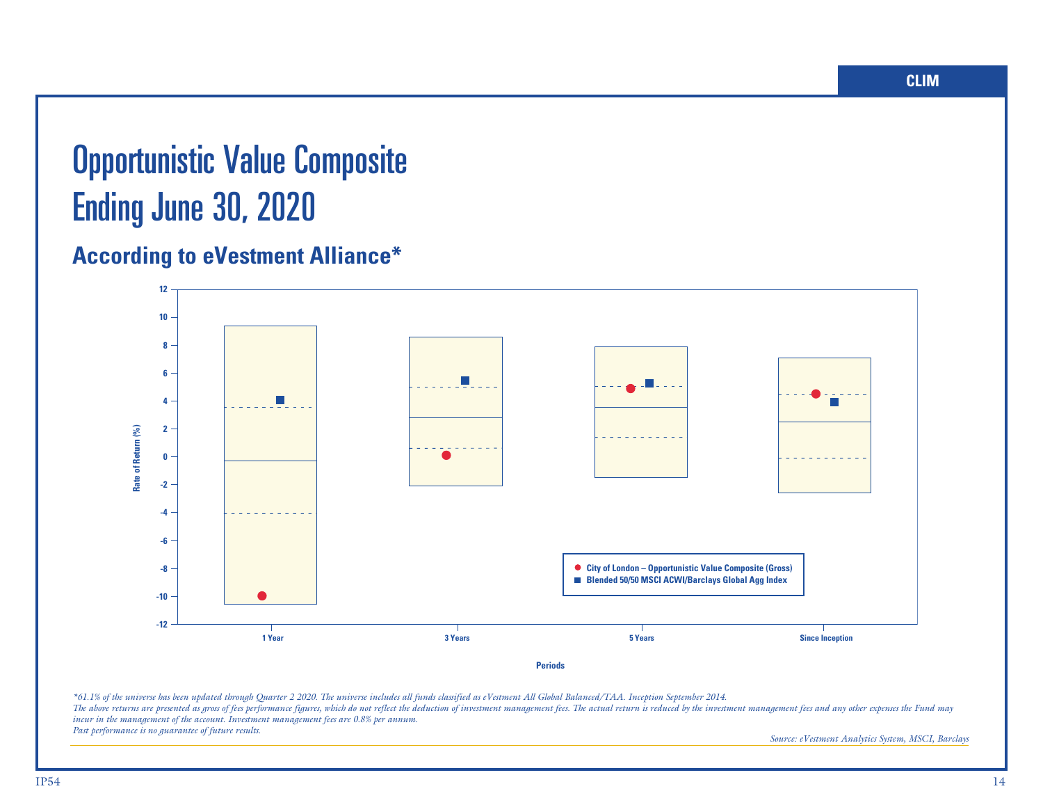# Opportunistic Value Composite
# Ending June 30, 2020

## According to eVestment Alliance*

Rate of Return (%)

12
10
8
6
4
2
0
-2
-4
-6
-8
-10
-12

1 Year
3 Years
5 Years
Since Inception

Periods

- City of London – Opportunistic Value Composite (Gross)
- Blended 50/50 MSCI ACWI/Barclays Global Agg Index

*\*61.1% of the universe has been updated through Quarter 2 2020. The universe includes all funds classified as eVestment All Global Balanced/TAA. Inception September 2014.*
*The above returns are presented as gross of fees performance figures, which do not reflect the deduction of investment management fees. The actual return is reduced by the investment management fees and any other expenses the Fund may incur in the management of the account. Investment management fees are 0.8% per annum.*
*Past performance is no guarantee of future results.*

*Source: eVestment Analytics System, MSCI, Barclays*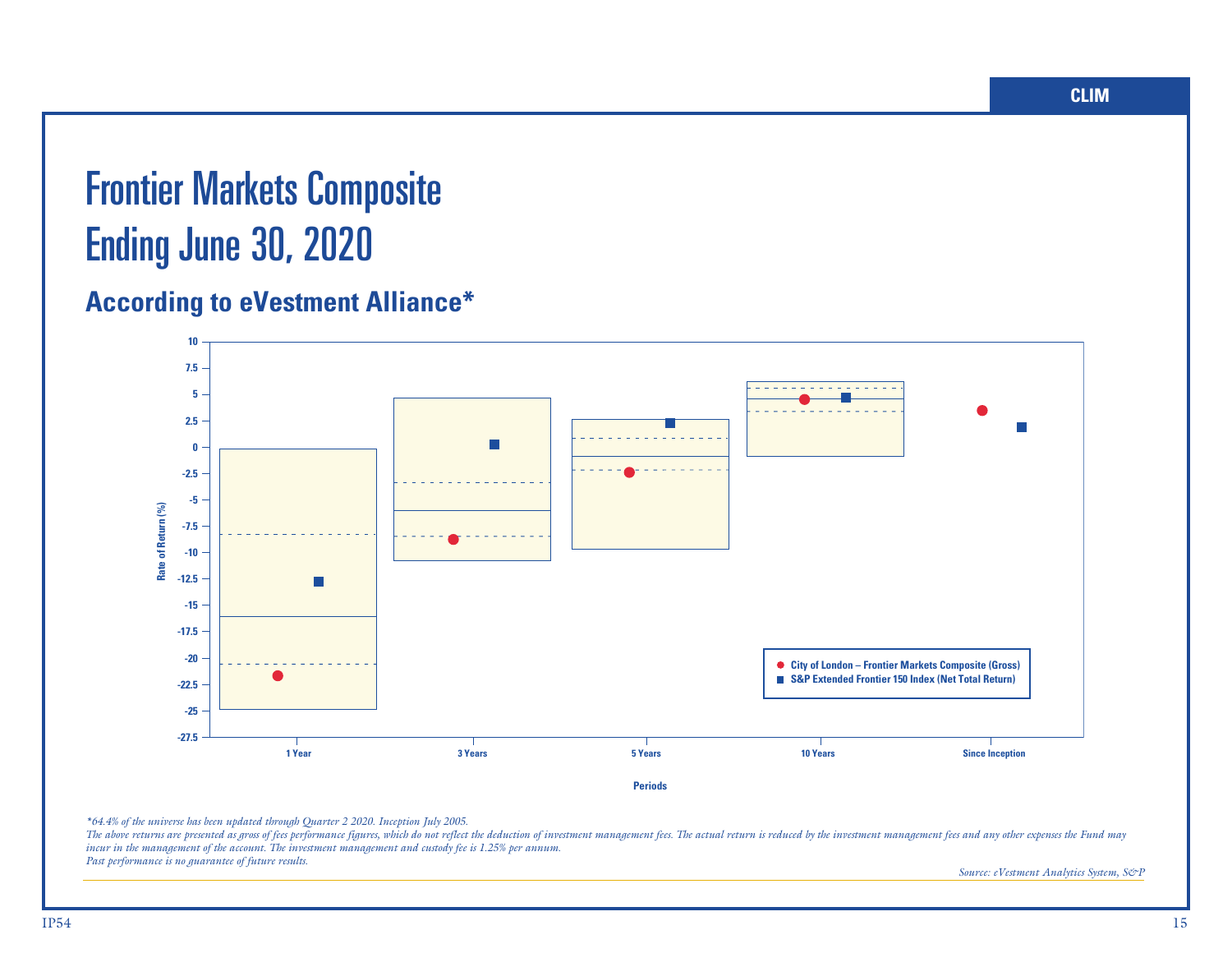# Frontier Markets Composite
# Ending June 30, 2020

## According to eVestment Alliance*

Rate of Return (%)

10, 7.5, 5, 2.5, 0, -2.5, -5, -7.5, -10, -12.5, -15, -17.5, -20, -22.5, -25, -27.5

1 Year | 3 Years | 5 Years | 10 Years | Since Inception

Periods

- City of London – Frontier Markets Composite (Gross)
- S&P Extended Frontier 150 Index (Net Total Return)

*64.4% of the universe has been updated through Quarter 2 2020. Inception July 2005.*
*The above returns are presented as gross of fees performance figures, which do not reflect the deduction of investment management fees. The actual return is reduced by the investment management fees and any other expenses the Fund may incur in the management of the account. The investment management and custody fee is 1.25% per annum.*
*Past performance is no guarantee of future results.*

*Source: eVestment Analytics System, S&P*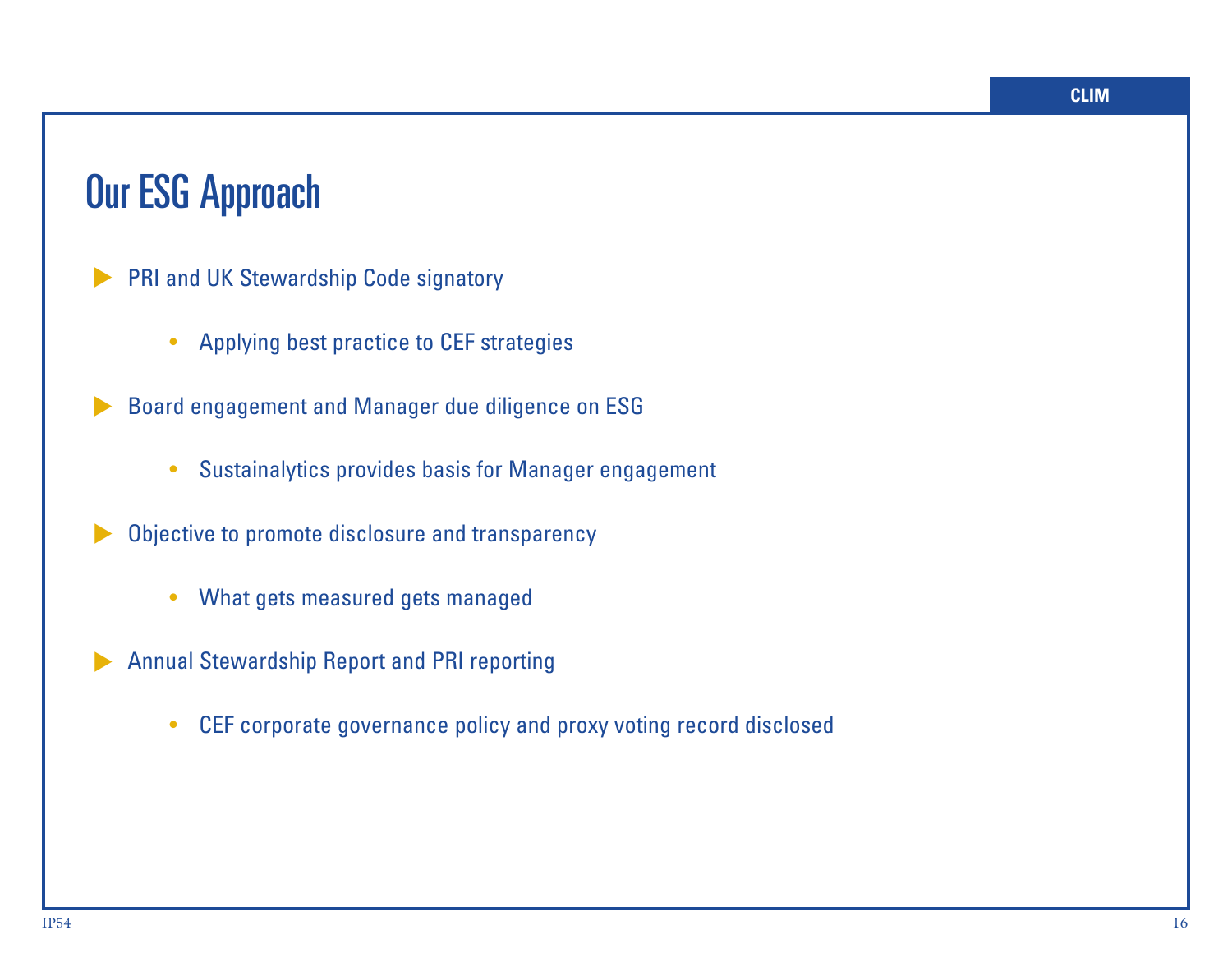# Our ESG Approach

- PRI and UK Stewardship Code signatory
  - Applying best practice to CEF strategies
- Board engagement and Manager due diligence on ESG
  - Sustainalytics provides basis for Manager engagement
- Objective to promote disclosure and transparency
  - What gets measured gets managed
- Annual Stewardship Report and PRI reporting
  - CEF corporate governance policy and proxy voting record disclosed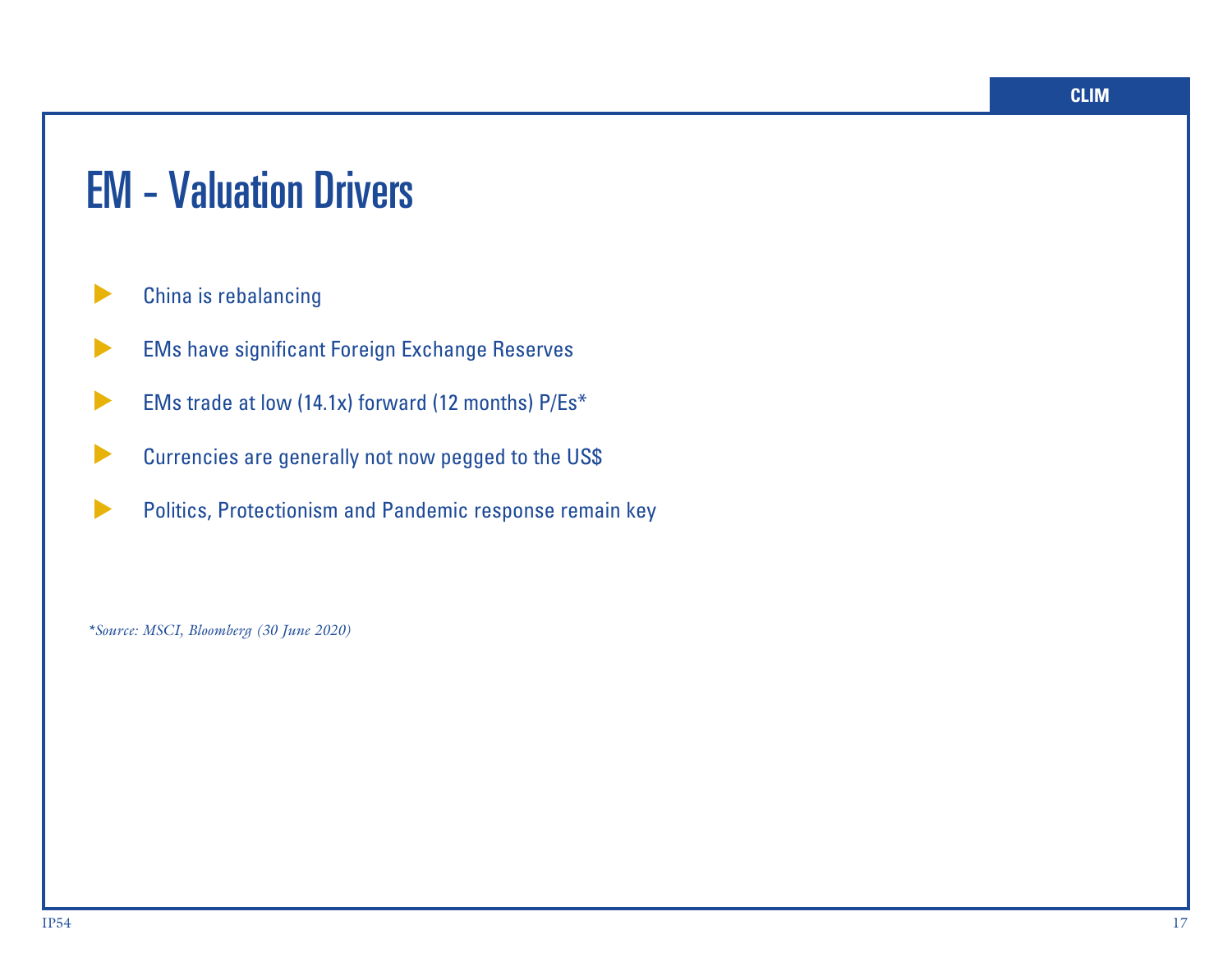# EM - Valuation Drivers

- China is rebalancing
- EMs have significant Foreign Exchange Reserves
- EMs trade at low (14.1x) forward (12 months) P/Es*
- Currencies are generally not now pegged to the US$
- Politics, Protectionism and Pandemic response remain key

*\*Source: MSCI, Bloomberg (30 June 2020)*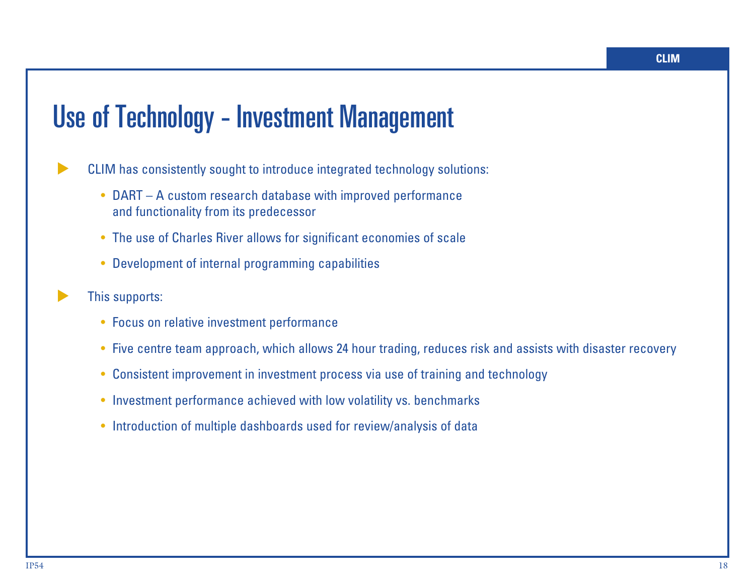# Use of Technology - Investment Management

- CLIM has consistently sought to introduce integrated technology solutions:
  - DART – A custom research database with improved performance and functionality from its predecessor
  - The use of Charles River allows for significant economies of scale
  - Development of internal programming capabilities

- This supports:
  - Focus on relative investment performance
  - Five centre team approach, which allows 24 hour trading, reduces risk and assists with disaster recovery
  - Consistent improvement in investment process via use of training and technology
  - Investment performance achieved with low volatility vs. benchmarks
  - Introduction of multiple dashboards used for review/analysis of data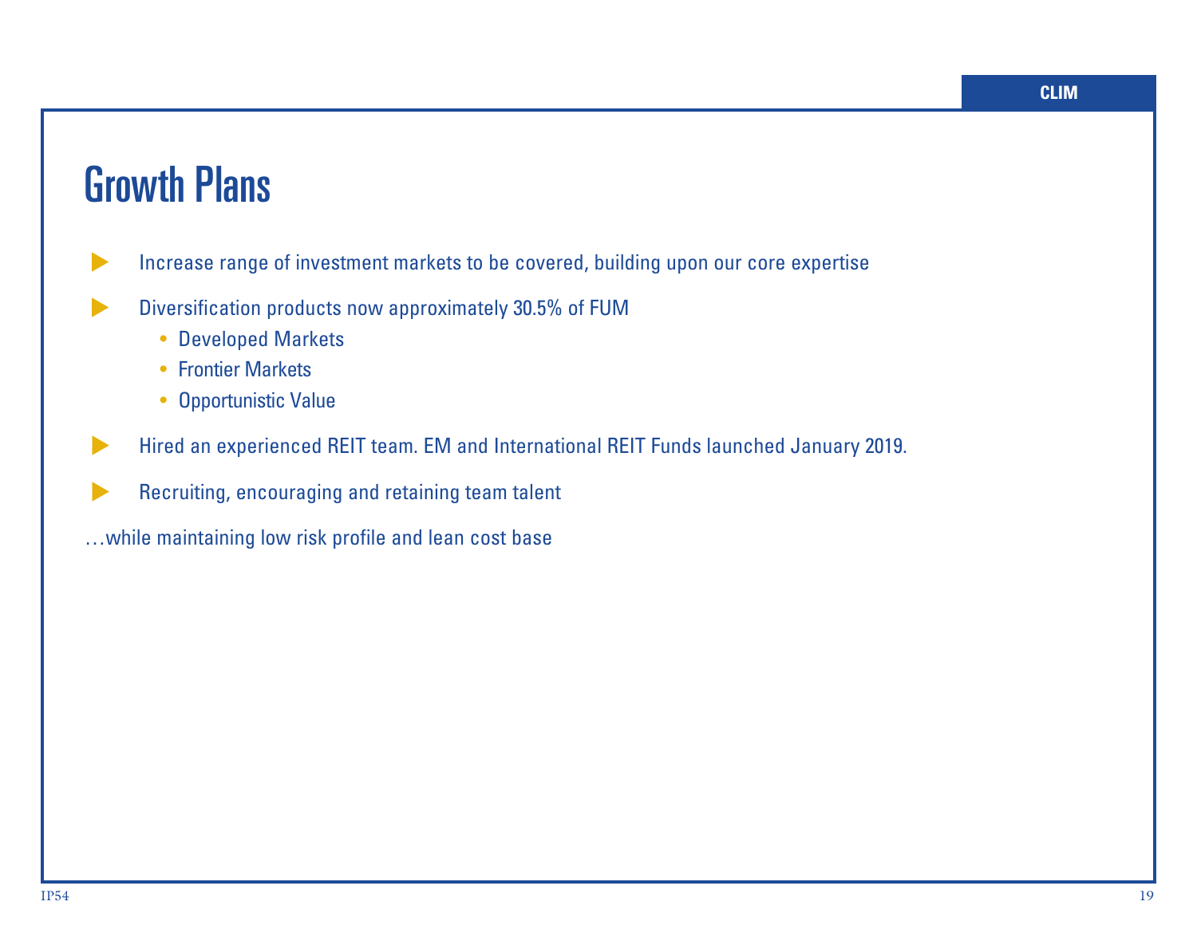# Growth Plans

- Increase range of investment markets to be covered, building upon our core expertise
- Diversification products now approximately 30.5% of FUM
  - Developed Markets
  - Frontier Markets
  - Opportunistic Value
- Hired an experienced REIT team. EM and International REIT Funds launched January 2019.
- Recruiting, encouraging and retaining team talent

…while maintaining low risk profile and lean cost base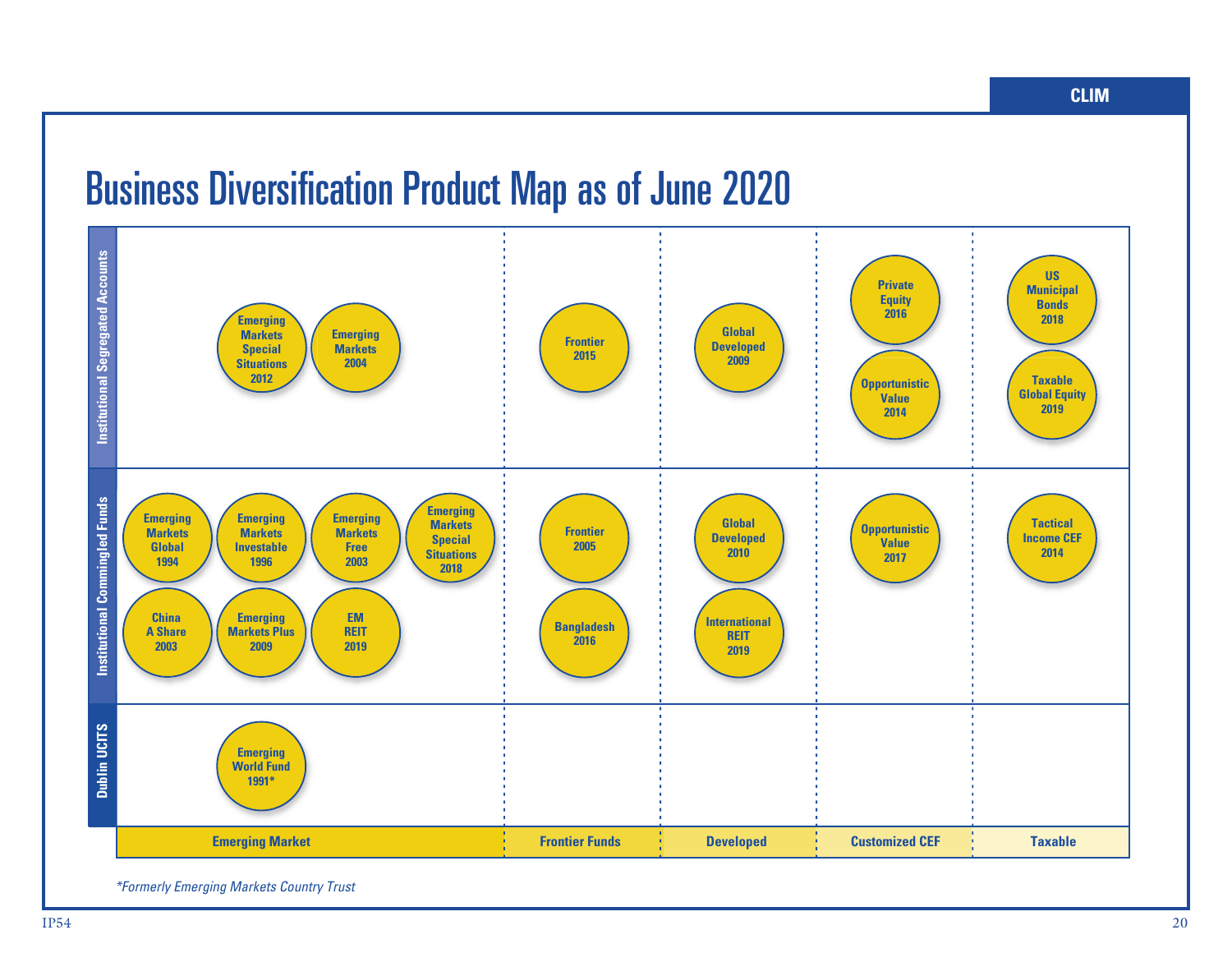# Business Diversification Product Map as of June 2020

| | Emerging Market | Frontier Funds | Developed | Customized CEF | Taxable |
|---|---|---|---|---|---|
| Institutional Segregated Accounts | Emerging Markets Special Situations 2012; Emerging Markets 2004 | Frontier 2015 | Global Developed 2009 | Private Equity 2016; Opportunistic Value 2014 | US Municipal Bonds 2018; Taxable Global Equity 2019 |
| Institutional Commingled Funds | Emerging Markets Global 1994; Emerging Markets Investable 1996; Emerging Markets Free 2003; Emerging Markets Special Situations 2018; China A Share 2003; Emerging Markets Plus 2009; EM REIT 2019 | Frontier 2005; Bangladesh 2016 | Global Developed 2010; International REIT 2019 | Opportunistic Value 2017 | Tactical Income CEF 2014 |
| Dublin UCITS | Emerging World Fund 1991* | | | | |

*Formerly Emerging Markets Country Trust*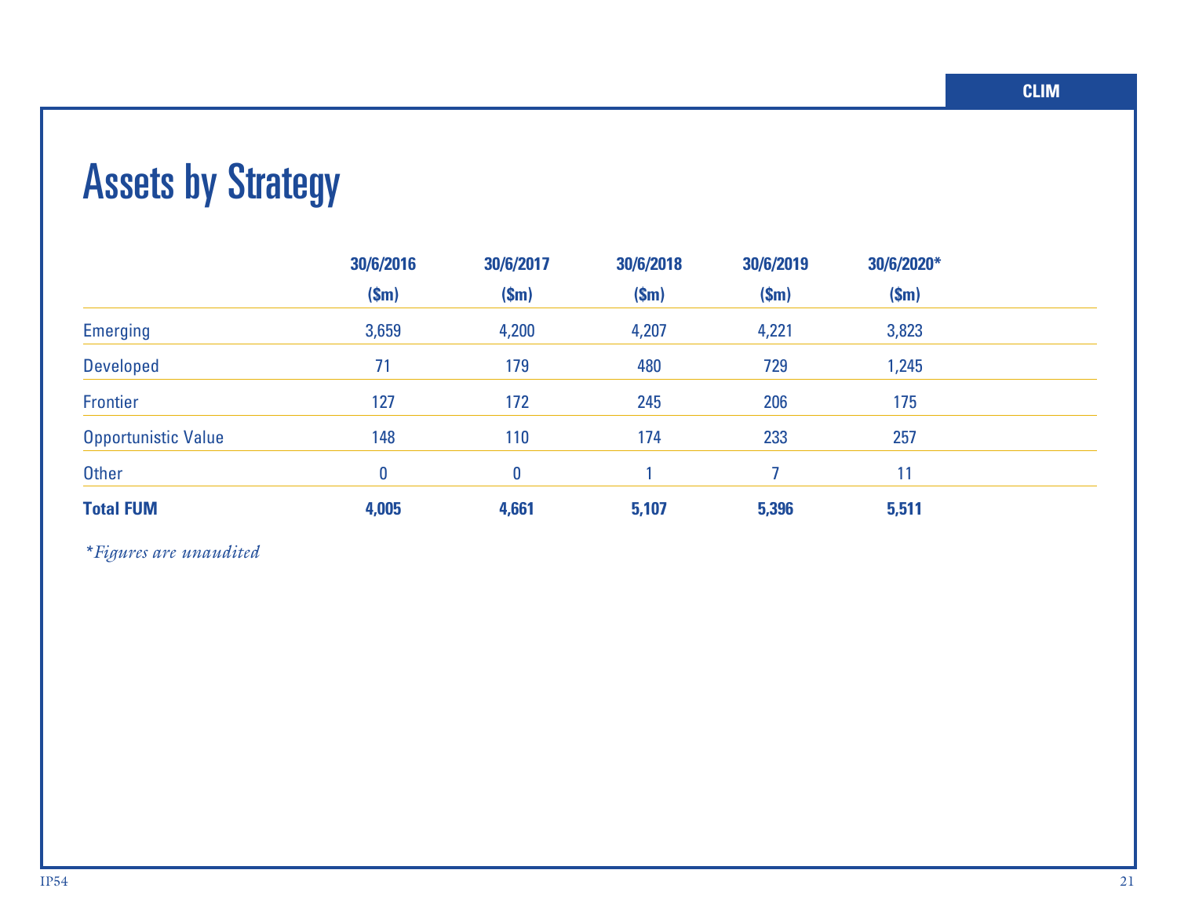# Assets by Strategy

| | 30/6/2016 ($m) | 30/6/2017 ($m) | 30/6/2018 ($m) | 30/6/2019 ($m) | 30/6/2020* ($m) |
|---|---|---|---|---|---|
| Emerging | 3,659 | 4,200 | 4,207 | 4,221 | 3,823 |
| Developed | 71 | 179 | 480 | 729 | 1,245 |
| Frontier | 127 | 172 | 245 | 206 | 175 |
| Opportunistic Value | 148 | 110 | 174 | 233 | 257 |
| Other | 0 | 0 | 1 | 7 | 11 |
| **Total FUM** | **4,005** | **4,661** | **5,107** | **5,396** | **5,511** |

*\*Figures are unaudited*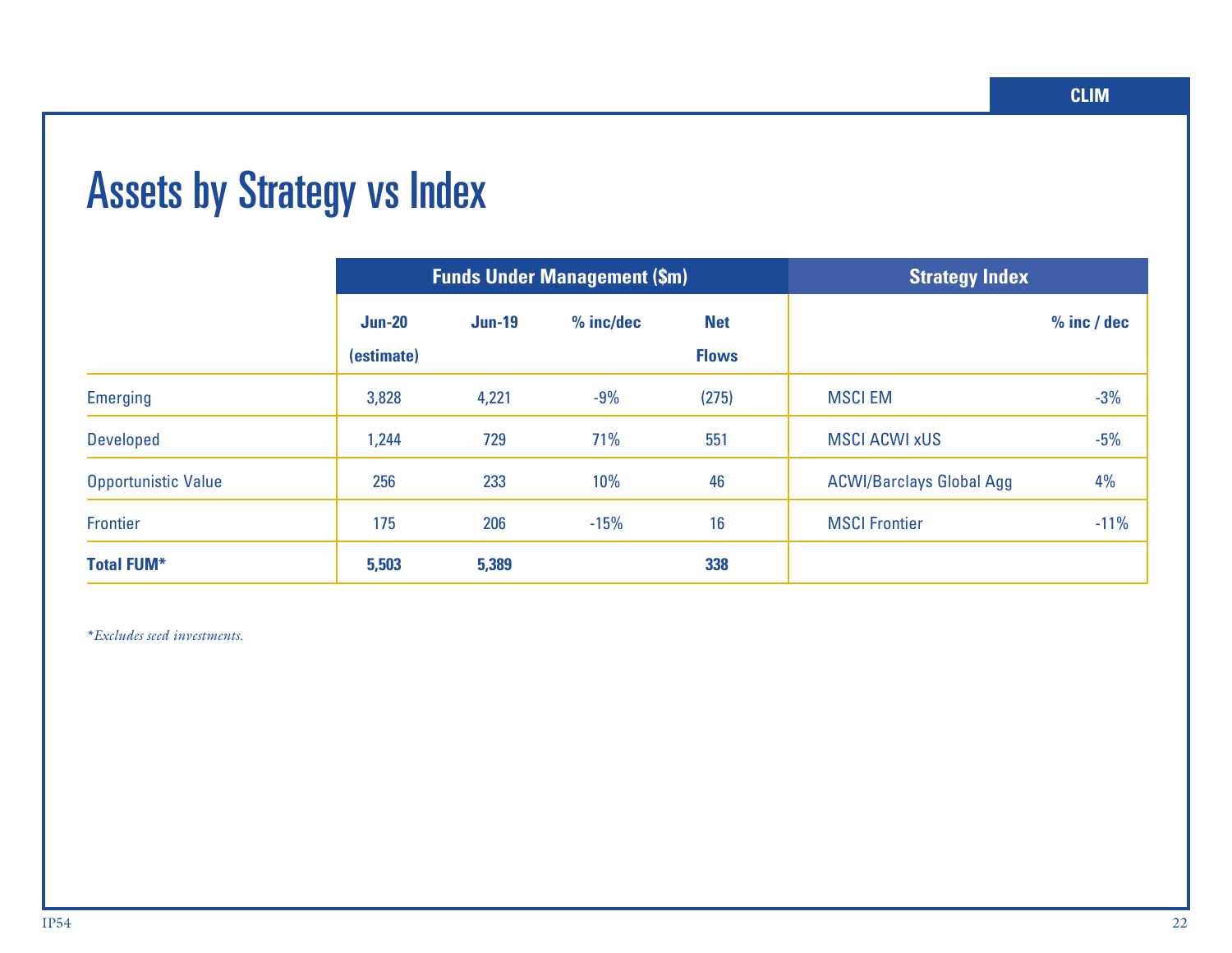# Assets by Strategy vs Index

| | Funds Under Management ($m) | | | | Strategy Index | |
|---|---|---|---|---|---|---|
| | Jun-20 (estimate) | Jun-19 | % inc/dec | Net Flows | | % inc / dec |
| Emerging | 3,828 | 4,221 | -9% | (275) | MSCI EM | -3% |
| Developed | 1,244 | 729 | 71% | 551 | MSCI ACWI xUS | -5% |
| Opportunistic Value | 256 | 233 | 10% | 46 | ACWI/Barclays Global Agg | 4% |
| Frontier | 175 | 206 | -15% | 16 | MSCI Frontier | -11% |
| **Total FUM*** | **5,503** | **5,389** | | **338** | | |

*\*Excludes seed investments.*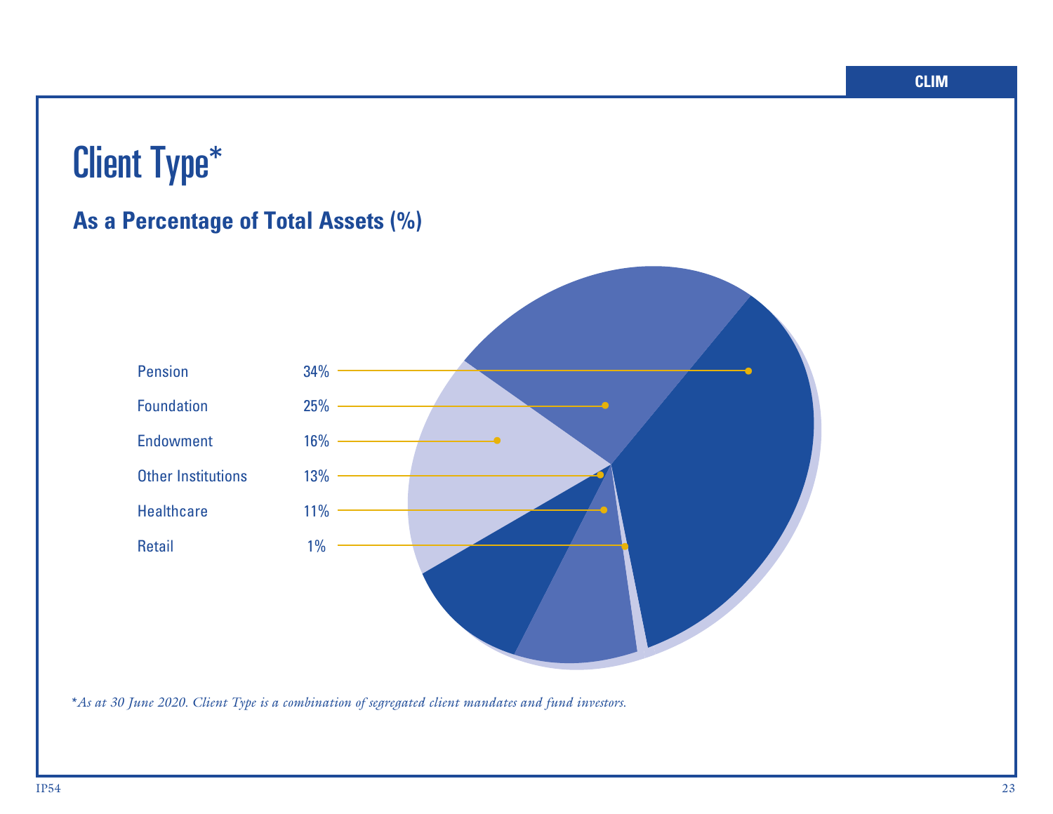# Client Type*

## As a Percentage of Total Assets (%)

| Client Type | % |
| --- | --- |
| Pension | 34% |
| Foundation | 25% |
| Endowment | 16% |
| Other Institutions | 13% |
| Healthcare | 11% |
| Retail | 1% |

**As at 30 June 2020. Client Type is a combination of segregated client mandates and fund investors.*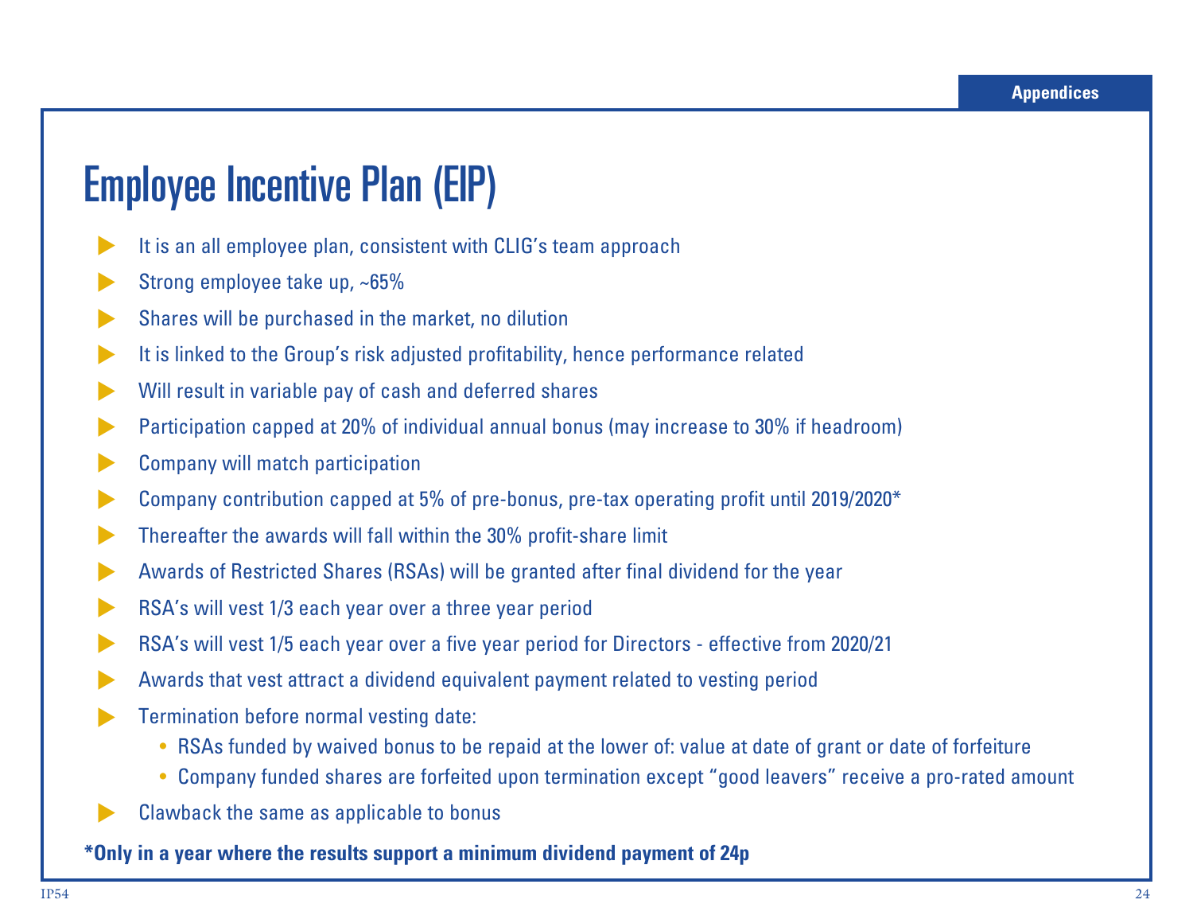# Employee Incentive Plan (EIP)

- It is an all employee plan, consistent with CLIG's team approach
- Strong employee take up, ~65%
- Shares will be purchased in the market, no dilution
- It is linked to the Group's risk adjusted profitability, hence performance related
- Will result in variable pay of cash and deferred shares
- Participation capped at 20% of individual annual bonus (may increase to 30% if headroom)
- Company will match participation
- Company contribution capped at 5% of pre-bonus, pre-tax operating profit until 2019/2020*
- Thereafter the awards will fall within the 30% profit-share limit
- Awards of Restricted Shares (RSAs) will be granted after final dividend for the year
- RSA's will vest 1/3 each year over a three year period
- RSA's will vest 1/5 each year over a five year period for Directors - effective from 2020/21
- Awards that vest attract a dividend equivalent payment related to vesting period
- Termination before normal vesting date:
  - RSAs funded by waived bonus to be repaid at the lower of: value at date of grant or date of forfeiture
  - Company funded shares are forfeited upon termination except "good leavers" receive a pro-rated amount
- Clawback the same as applicable to bonus

**\*Only in a year where the results support a minimum dividend payment of 24p**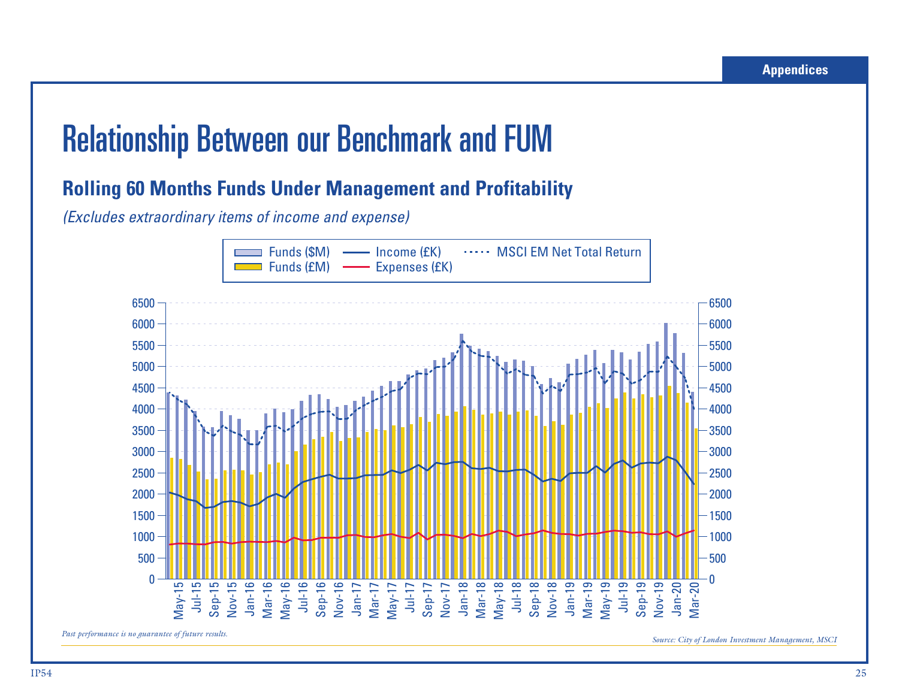# Relationship Between our Benchmark and FUM

## Rolling 60 Months Funds Under Management and Profitability

*(Excludes extraordinary items of income and expense)*

Funds ($M) | Income (£K) | MSCI EM Net Total Return | Funds (£M) | Expenses (£K)

*Past performance is no guarantee of future results.*

*Source: City of London Investment Management, MSCI*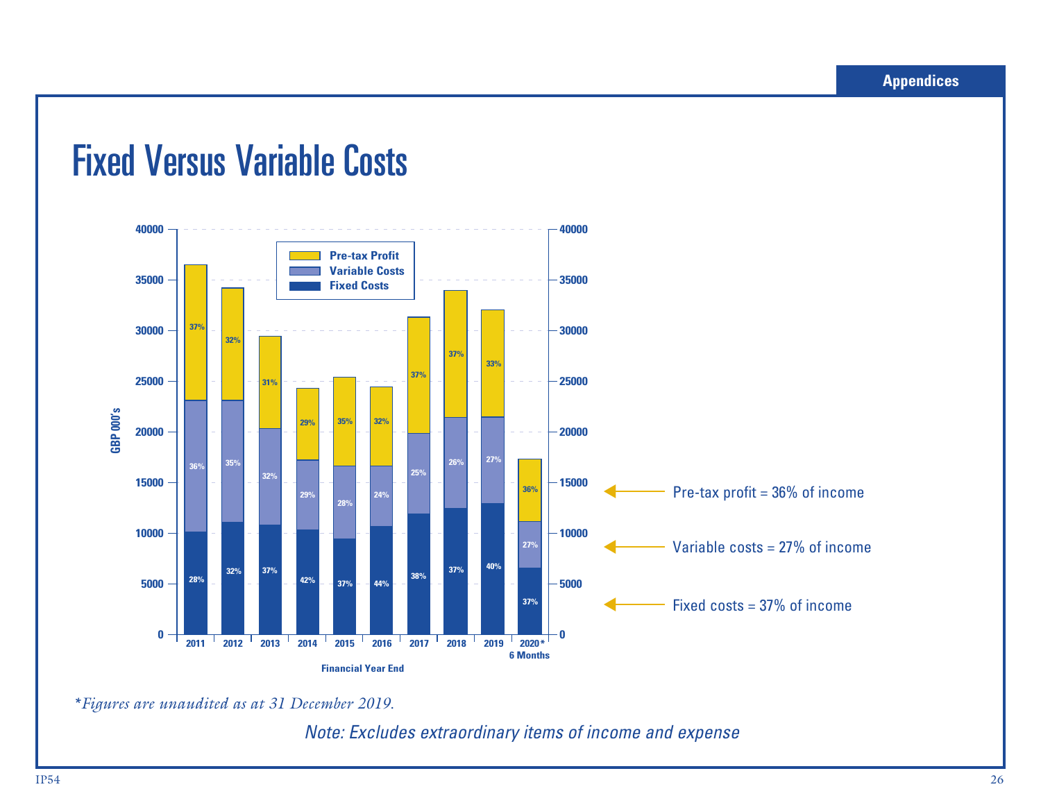# Fixed Versus Variable Costs

| Financial Year End | Fixed Costs | Variable Costs | Pre-tax Profit |
|---|---|---|---|
| 2011 | 28% | 36% | 37% |
| 2012 | 32% | 35% | 32% |
| 2013 | 37% | 32% | 31% |
| 2014 | 42% | 29% | 29% |
| 2015 | 37% | 28% | 35% |
| 2016 | 44% | 24% | 32% |
| 2017 | 38% | 25% | 37% |
| 2018 | 37% | 26% | 37% |
| 2019 | 40% | 27% | 33% |
| 2020* 6 Months | 37% | 27% | 36% |

GBP 000's

Pre-tax profit = 36% of income

Variable costs = 27% of income

Fixed costs = 37% of income

*\*Figures are unaudited as at 31 December 2019.*

*Note: Excludes extraordinary items of income and expense*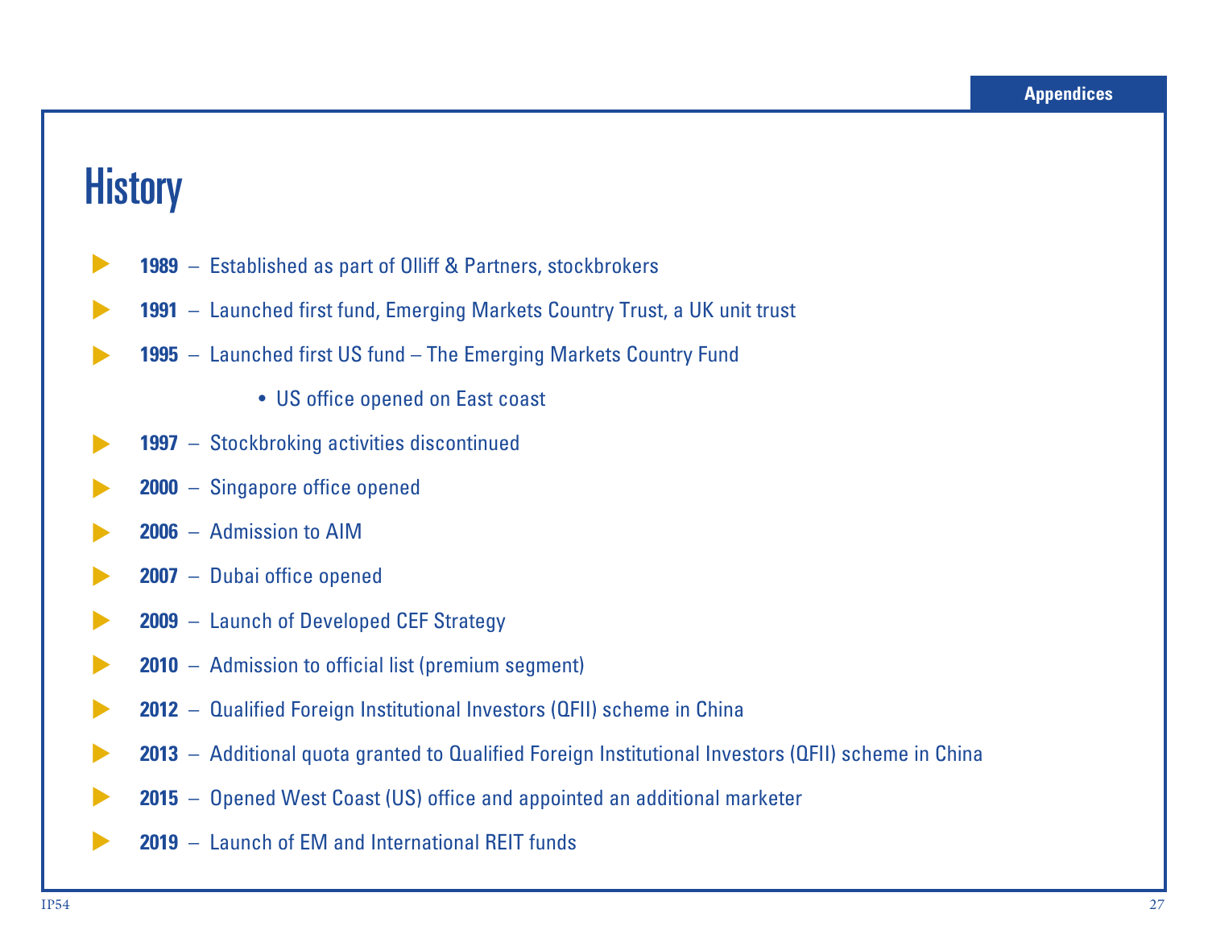# History

- **1989** – Established as part of Olliff & Partners, stockbrokers
- **1991** – Launched first fund, Emerging Markets Country Trust, a UK unit trust
- **1995** – Launched first US fund – The Emerging Markets Country Fund
  - US office opened on East coast
- **1997** – Stockbroking activities discontinued
- **2000** – Singapore office opened
- **2006** – Admission to AIM
- **2007** – Dubai office opened
- **2009** – Launch of Developed CEF Strategy
- **2010** – Admission to official list (premium segment)
- **2012** – Qualified Foreign Institutional Investors (QFII) scheme in China
- **2013** – Additional quota granted to Qualified Foreign Institutional Investors (QFII) scheme in China
- **2015** – Opened West Coast (US) office and appointed an additional marketer
- **2019** – Launch of EM and International REIT funds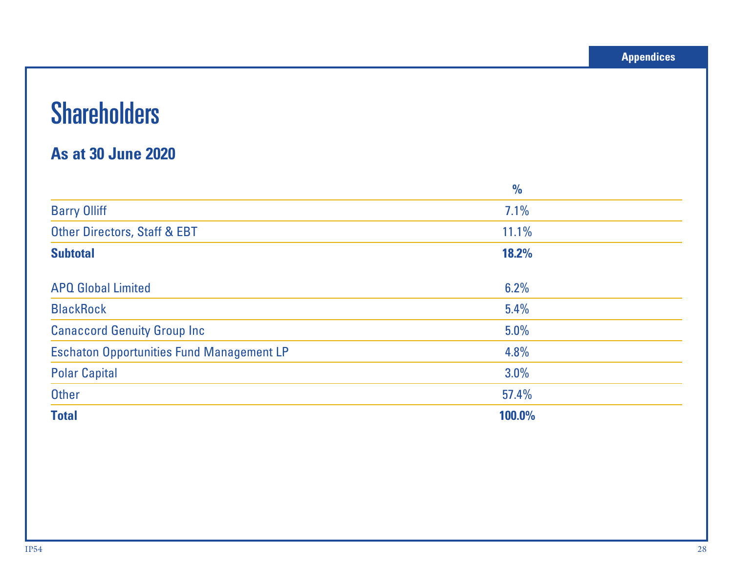# Shareholders

## As at 30 June 2020

| | % |
|---|---|
| Barry Olliff | 7.1% |
| Other Directors, Staff & EBT | 11.1% |
| **Subtotal** | **18.2%** |
| | |
| APQ Global Limited | 6.2% |
| BlackRock | 5.4% |
| Canaccord Genuity Group Inc | 5.0% |
| Eschaton Opportunities Fund Management LP | 4.8% |
| Polar Capital | 3.0% |
| Other | 57.4% |
| **Total** | **100.0%** |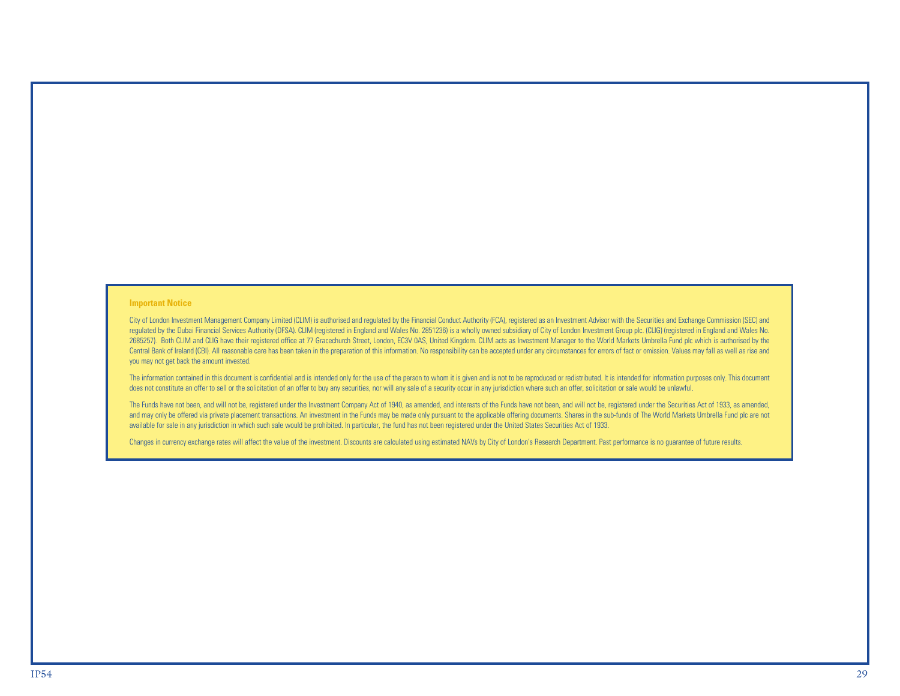**Important Notice**

City of London Investment Management Company Limited (CLIM) is authorised and regulated by the Financial Conduct Authority (FCA), registered as an Investment Advisor with the Securities and Exchange Commission (SEC) and regulated by the Dubai Financial Services Authority (DFSA). CLIM (registered in England and Wales No. 2851236) is a wholly owned subsidiary of City of London Investment Group plc. (CLIG) (registered in England and Wales No. 2685257). Both CLIM and CLIG have their registered office at 77 Gracechurch Street, London, EC3V 0AS, United Kingdom. CLIM acts as Investment Manager to the World Markets Umbrella Fund plc which is authorised by the Central Bank of Ireland (CBI). All reasonable care has been taken in the preparation of this information. No responsibility can be accepted under any circumstances for errors of fact or omission. Values may fall as well as rise and you may not get back the amount invested.

The information contained in this document is confidential and is intended only for the use of the person to whom it is given and is not to be reproduced or redistributed. It is intended for information purposes only. This document does not constitute an offer to sell or the solicitation of an offer to buy any securities, nor will any sale of a security occur in any jurisdiction where such an offer, solicitation or sale would be unlawful.

The Funds have not been, and will not be, registered under the Investment Company Act of 1940, as amended, and interests of the Funds have not been, and will not be, registered under the Securities Act of 1933, as amended, and may only be offered via private placement transactions. An investment in the Funds may be made only pursuant to the applicable offering documents. Shares in the sub-funds of The World Markets Umbrella Fund plc are not available for sale in any jurisdiction in which such sale would be prohibited. In particular, the fund has not been registered under the United States Securities Act of 1933.

Changes in currency exchange rates will affect the value of the investment. Discounts are calculated using estimated NAVs by City of London's Research Department. Past performance is no guarantee of future results.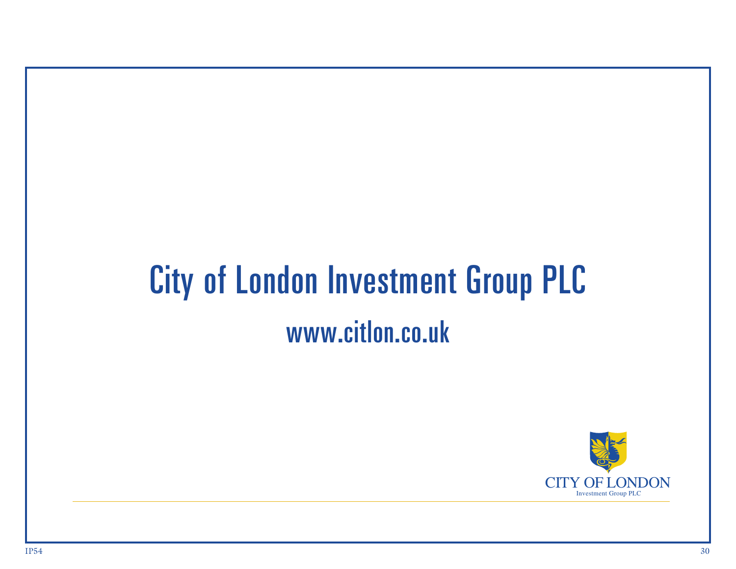# City of London Investment Group PLC

## www.citlon.co.uk

CITY OF LONDON
Investment Group PLC